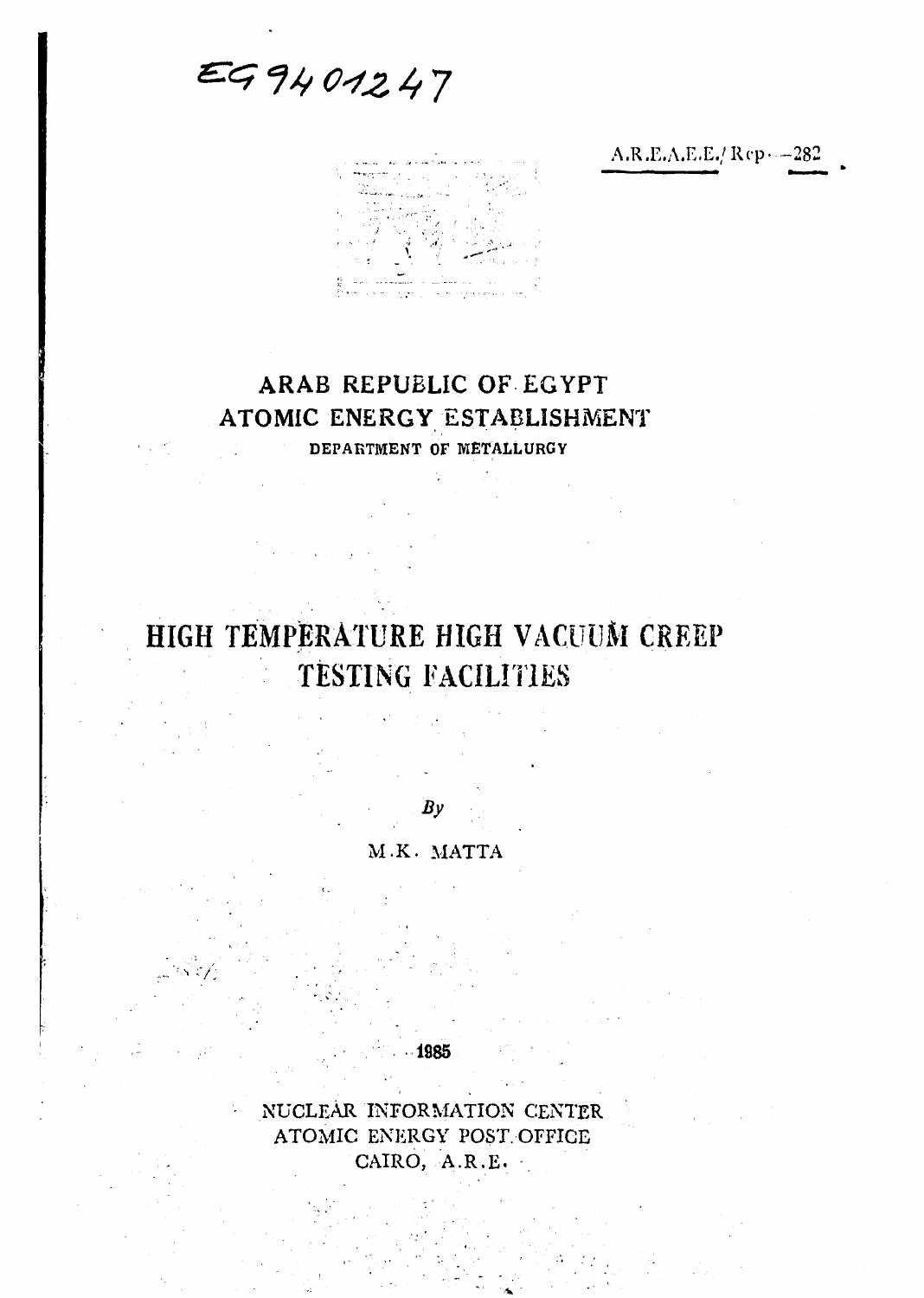EG9401247

A.R.E.A.E.E./Rep.--282

## ARAB REPUBLIC OF EGYPT
## ATOMIC ENERGY ESTABLISHMENT

DEPARTMENT OF METALLURGY

# HIGH TEMPERATURE HIGH VACUUM CREEP TESTING FACILITIES

*By*

M.K. MATTA

1985

NUCLEAR INFORMATION CENTER
ATOMIC ENERGY POST OFFICE
CAIRO, A.R.E.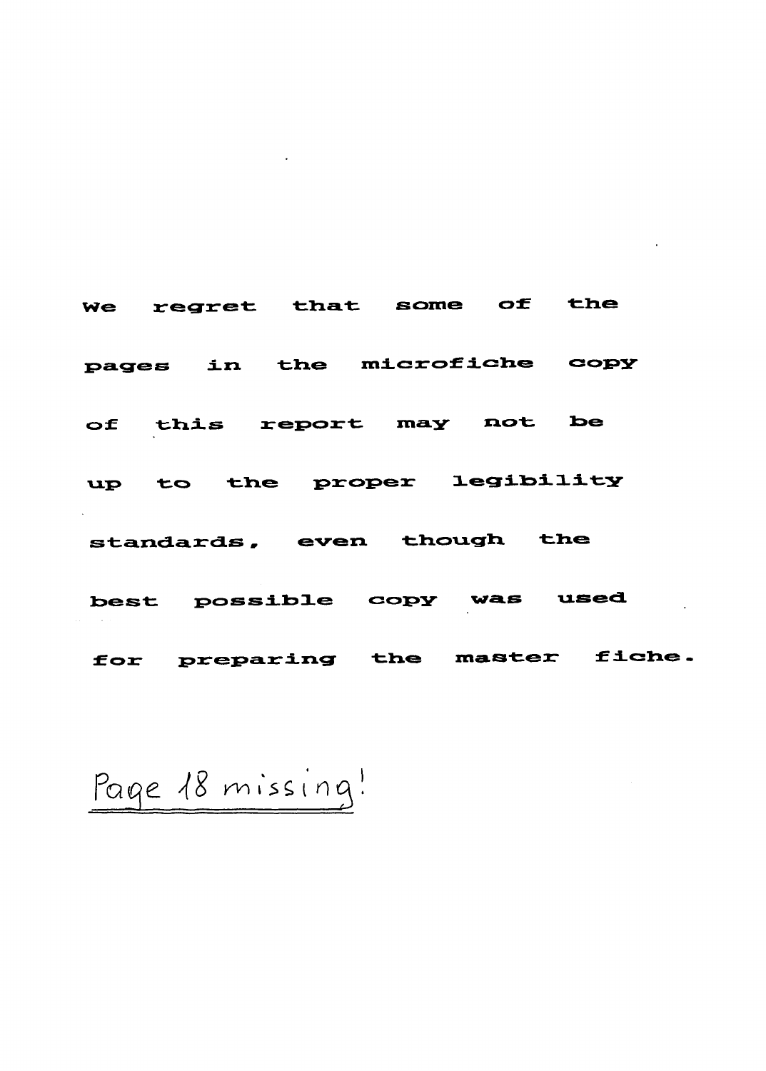We regret that some of the pages in the microfiche copy of this report may not be up to the proper legibility standards, even though the best possible copy was used for preparing the master fiche.

Page 18 missing!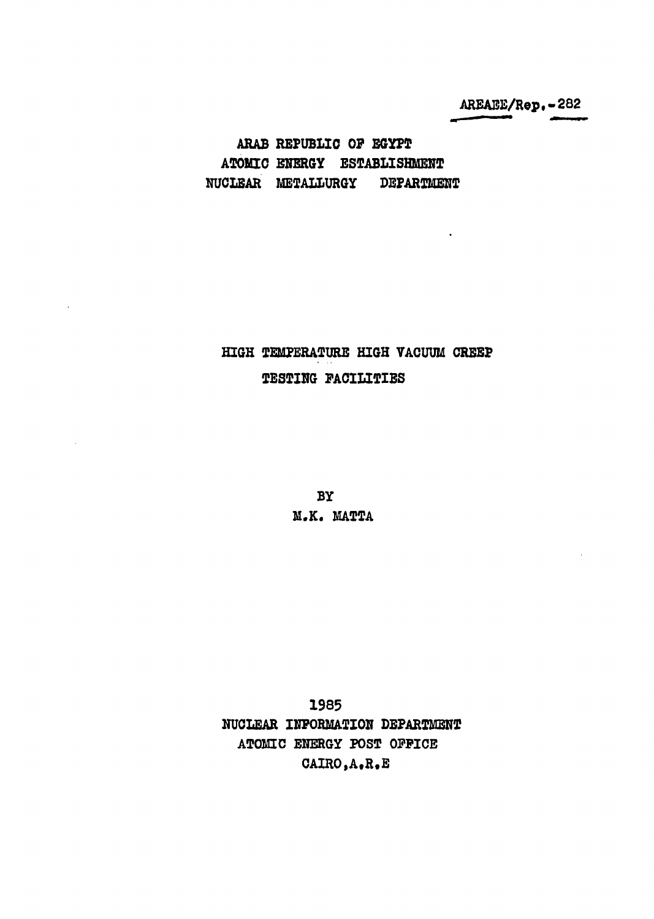AREAEE/Rep.-282

ARAB REPUBLIC OF EGYPT
ATOMIC ENERGY ESTABLISHMENT
NUCLEAR METALLURGY DEPARTMENT

# HIGH TEMPERATURE HIGH VACUUM CREEP TESTING FACILITIES

BY
M.K. MATTA

1985
NUCLEAR INFORMATION DEPARTMENT
ATOMIC ENERGY POST OFFICE
CAIRO,A.R.E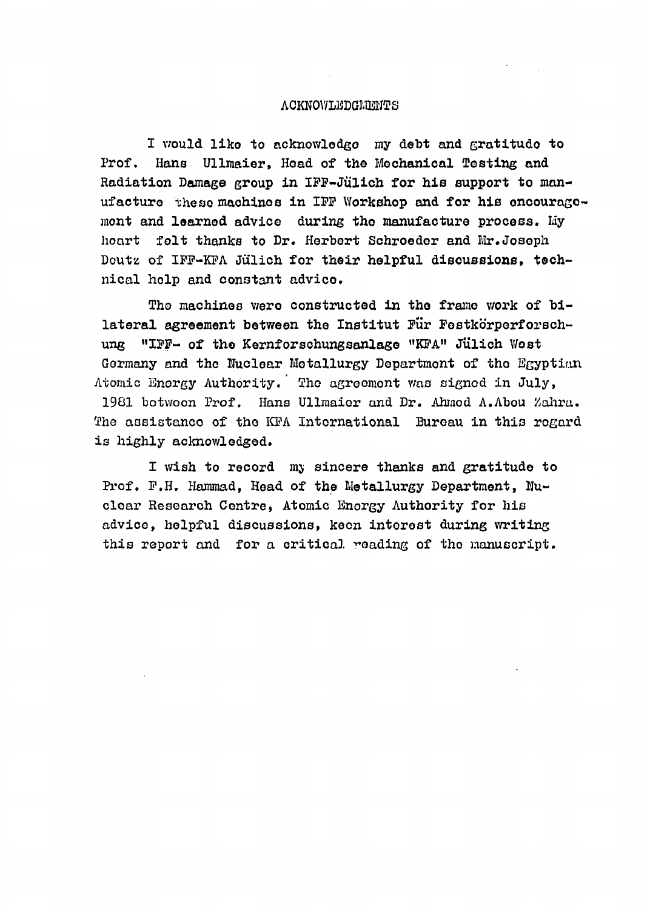# ACKNOWLEDGMENTS

I would like to acknowledge my debt and gratitude to Prof. Hans Ullmaier, Head of the Mechanical Testing and Radiation Damage group in IFF-Jülich for his support to manufacture these machines in IFF Workshop and for his encouragement and learned advice during the manufacture process. My heart felt thanks to Dr. Herbert Schroeder and Mr. Joseph Deutz of IFF-KFA Jülich for their helpful discussions, technical help and constant advice.

The machines were constructed in the frame work of bilateral agreement between the Institut Für Festkörperforschung "IFF- of the Kernforschungsanlage "KFA" Jülich West Germany and the Nuclear Metallurgy Department of the Egyptian Atomic Energy Authority. The agreement was signed in July, 1981 between Prof. Hans Ullmaier and Dr. Ahmed A. Abou Zahra. The assistance of the KFA International Bureau in this regard is highly acknowledged.

I wish to record my sincere thanks and gratitude to Prof. F.H. Hammad, Head of the Metallurgy Department, Nuclear Research Centre, Atomic Energy Authority for his advice, helpful discussions, keen interest during writing this report and for a critical reading of the manuscript.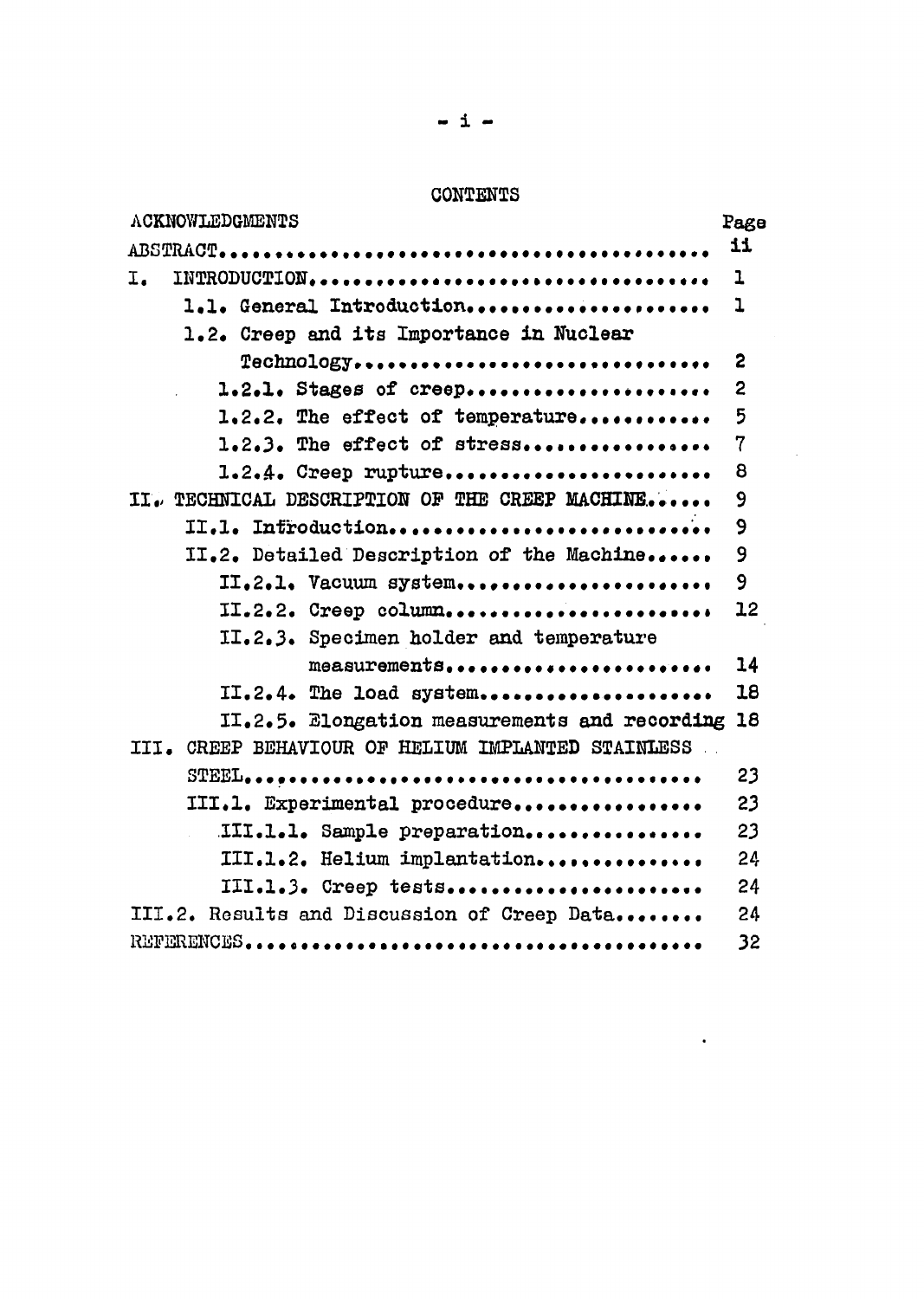# CONTENTS

| | Page |
|---|---|
| ACKNOWLEDGMENTS | |
| ABSTRACT........................................ | ii |
| I. INTRODUCTION.................................. | 1 |
| 1.1. General Introduction...................... | 1 |
| 1.2. Creep and its Importance in Nuclear Technology................................ | 2 |
| 1.2.1. Stages of creep...................... | 2 |
| 1.2.2. The effect of temperature............ | 5 |
| 1.2.3. The effect of stress................. | 7 |
| 1.2.4. Creep rupture........................ | 8 |
| II. TECHNICAL DESCRIPTION OF THE CREEP MACHINE...... | 9 |
| II.1. Introduction............................. | 9 |
| II.2. Detailed Description of the Machine...... | 9 |
| II.2.1. Vacuum system....................... | 9 |
| II.2.2. Creep column........................ | 12 |
| II.2.3. Specimen holder and temperature measurements......................... | 14 |
| II.2.4. The load system..................... | 18 |
| II.2.5. Elongation measurements and recording | 18 |
| III. CREEP BEHAVIOUR OF HELIUM IMPLANTED STAINLESS STEEL........................................ | 23 |
| III.1. Experimental procedure................. | 23 |
| III.1.1. Sample preparation................ | 23 |
| III.1.2. Helium implantation............... | 24 |
| III.1.3. Creep tests....................... | 24 |
| III.2. Results and Discussion of Creep Data........ | 24 |
| REFERENCES...................................... | 32 |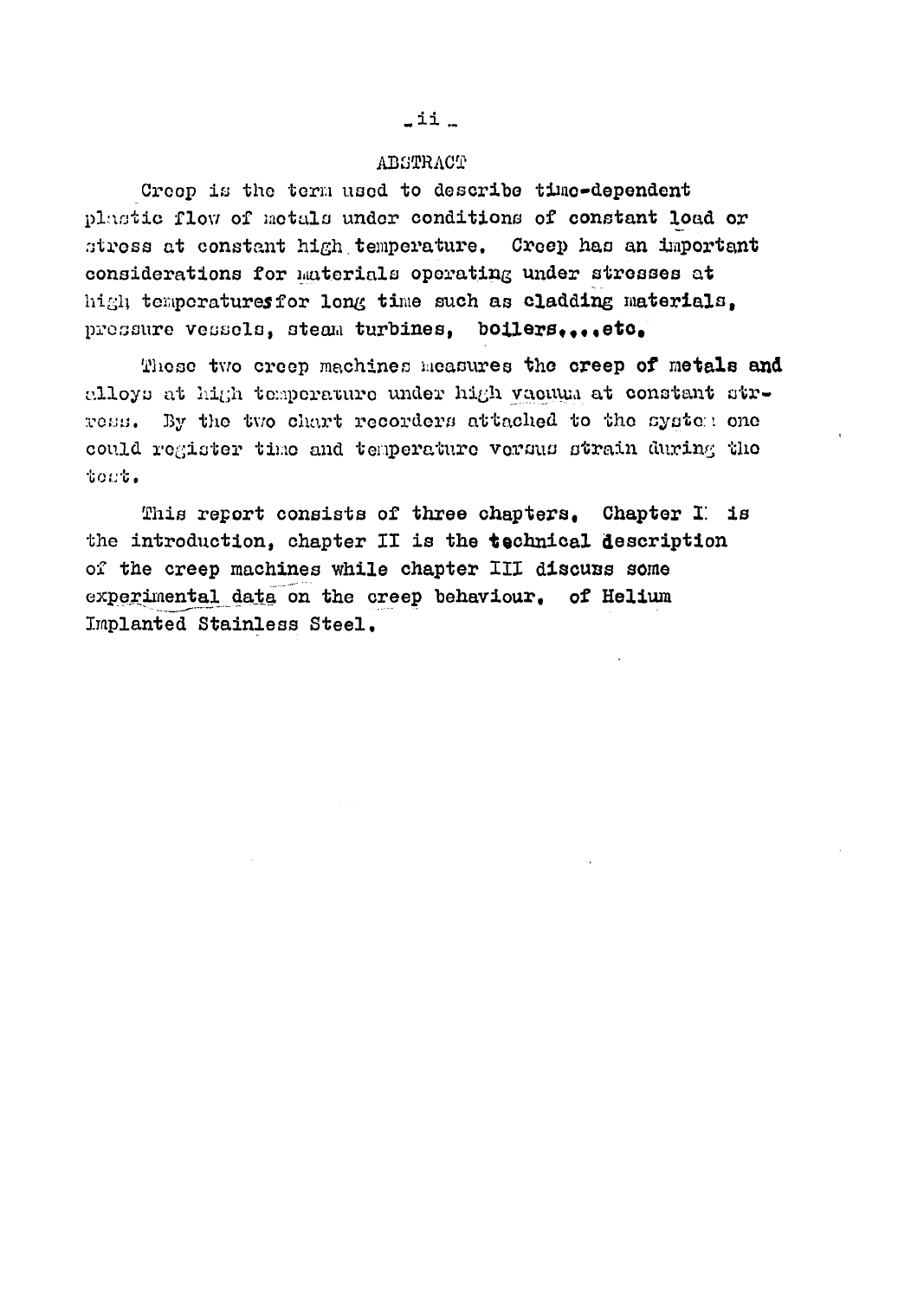# ABSTRACT

Creep is the term used to describe time-dependent plastic flow of metals under conditions of constant load or stress at constant high temperature. Creep has an important considerations for materials operating under stresses at high temperatures for long time such as cladding materials, pressure vessels, steam turbines, boilers,...etc.

These two creep machines measures the creep of metals and alloys at high temperature under high vacuum at constant stress. By the two chart recorders attached to the system one could register time and temperature versus strain during the test.

This report consists of three chapters. Chapter I is the introduction, chapter II is the technical description of the creep machines while chapter III discuss some experimental data on the creep behaviour, of Helium Implanted Stainless Steel.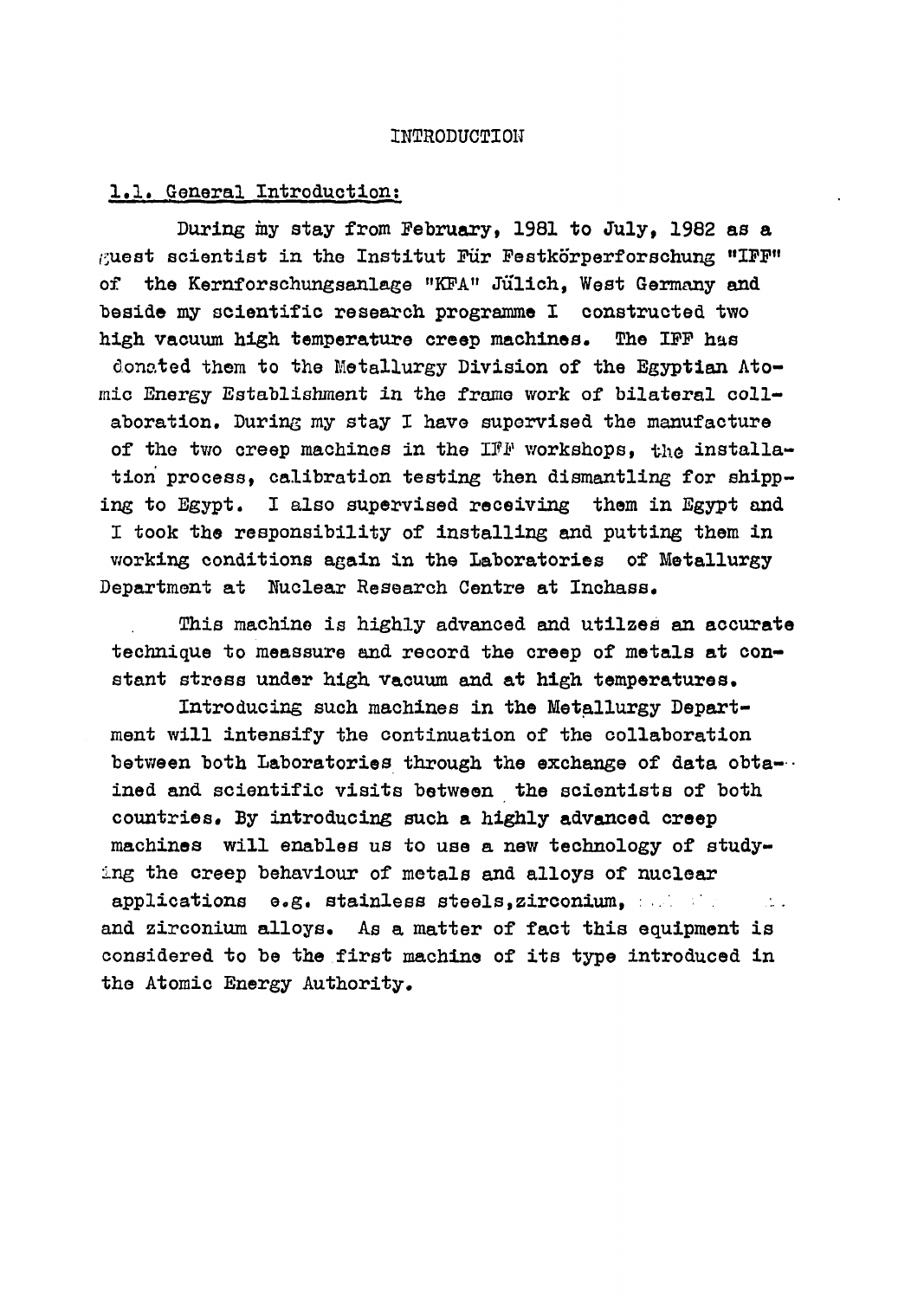# INTRODUCTION

## 1.1. General Introduction:

During my stay from February, 1981 to July, 1982 as a guest scientist in the Institut Für Festkörperforschung "IFF" of the Kernforschungsanlage "KFA" Jülich, West Germany and beside my scientific research programme I constructed two high vacuum high temperature creep machines. The IFF has donated them to the Metallurgy Division of the Egyptian Atomic Energy Establishment in the frame work of bilateral collaboration. During my stay I have supervised the manufacture of the two creep machines in the IFF workshops, the installation process, calibration testing then dismantling for shipping to Egypt. I also supervised receiving them in Egypt and I took the responsibility of installing and putting them in working conditions again in the Laboratories of Metallurgy Department at Nuclear Research Centre at Inchass.

This machine is highly advanced and utilzes an accurate technique to meassure and record the creep of metals at constant stress under high vacuum and at high temperatures.

Introducing such machines in the Metallurgy Department will intensify the continuation of the collaboration between both Laboratories through the exchange of data obtained and scientific visits between the scientists of both countries. By introducing such a highly advanced creep machines will enables us to use a new technology of studying the creep behaviour of metals and alloys of nuclear applications e.g. stainless steels, zirconium, and zirconium alloys. As a matter of fact this equipment is considered to be the first machine of its type introduced in the Atomic Energy Authority.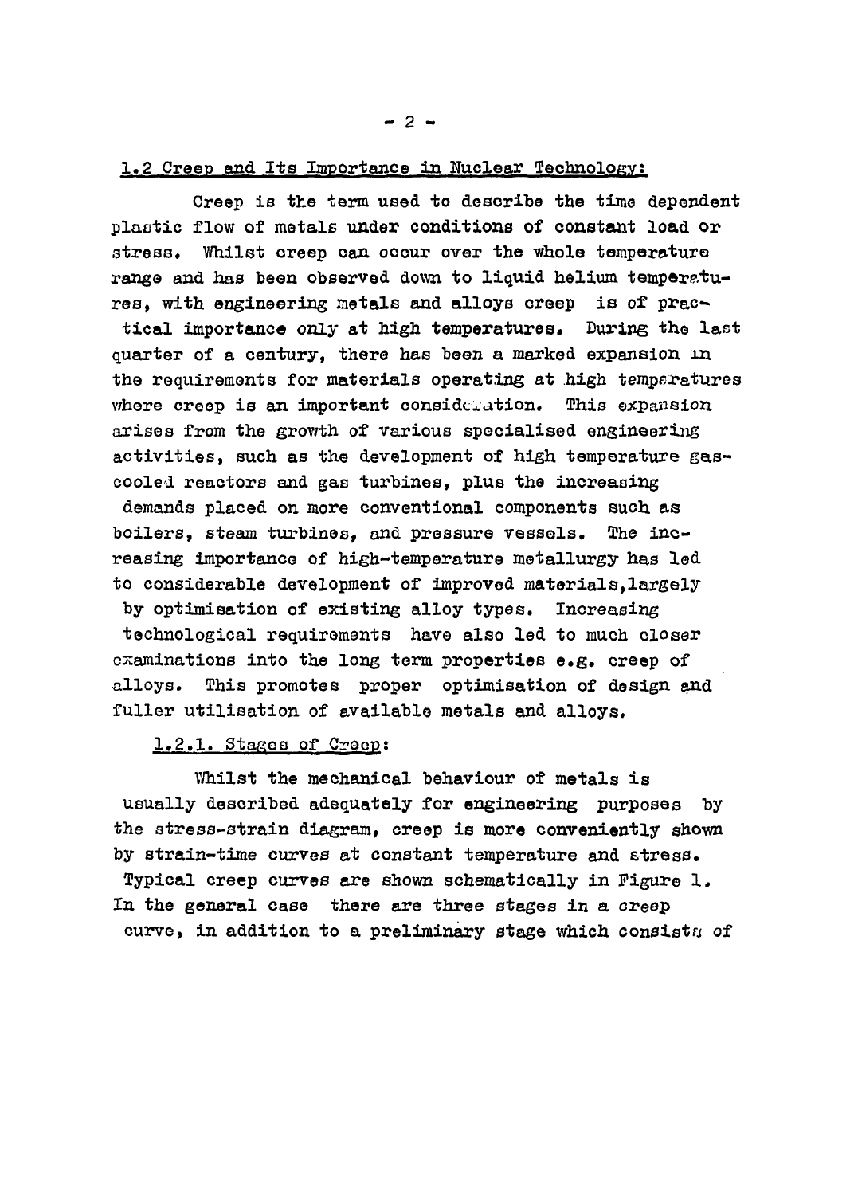## 1.2 Creep and Its Importance in Nuclear Technology:

Creep is the term used to describe the time dependent plastic flow of metals under conditions of constant load or stress. Whilst creep can occur over the whole temperature range and has been observed down to liquid helium temperatures, with engineering metals and alloys creep is of practical importance only at high temperatures. During the last quarter of a century, there has been a marked expansion in the requirements for materials operating at high temperatures where creep is an important consideration. This expansion arises from the growth of various specialised engineering activities, such as the development of high temperature gas-cooled reactors and gas turbines, plus the increasing demands placed on more conventional components such as boilers, steam turbines, and pressure vessels. The increasing importance of high-temperature metallurgy has led to considerable development of improved materials, largely by optimisation of existing alloy types. Increasing technological requirements have also led to much closer examinations into the long term properties e.g. creep of alloys. This promotes proper optimisation of design and fuller utilisation of available metals and alloys.

### 1.2.1. Stages of Creep:

Whilst the mechanical behaviour of metals is usually described adequately for engineering purposes by the stress-strain diagram, creep is more conveniently shown by strain-time curves at constant temperature and stress. Typical creep curves are shown schematically in Figure 1. In the general case there are three stages in a creep curve, in addition to a preliminary stage which consists of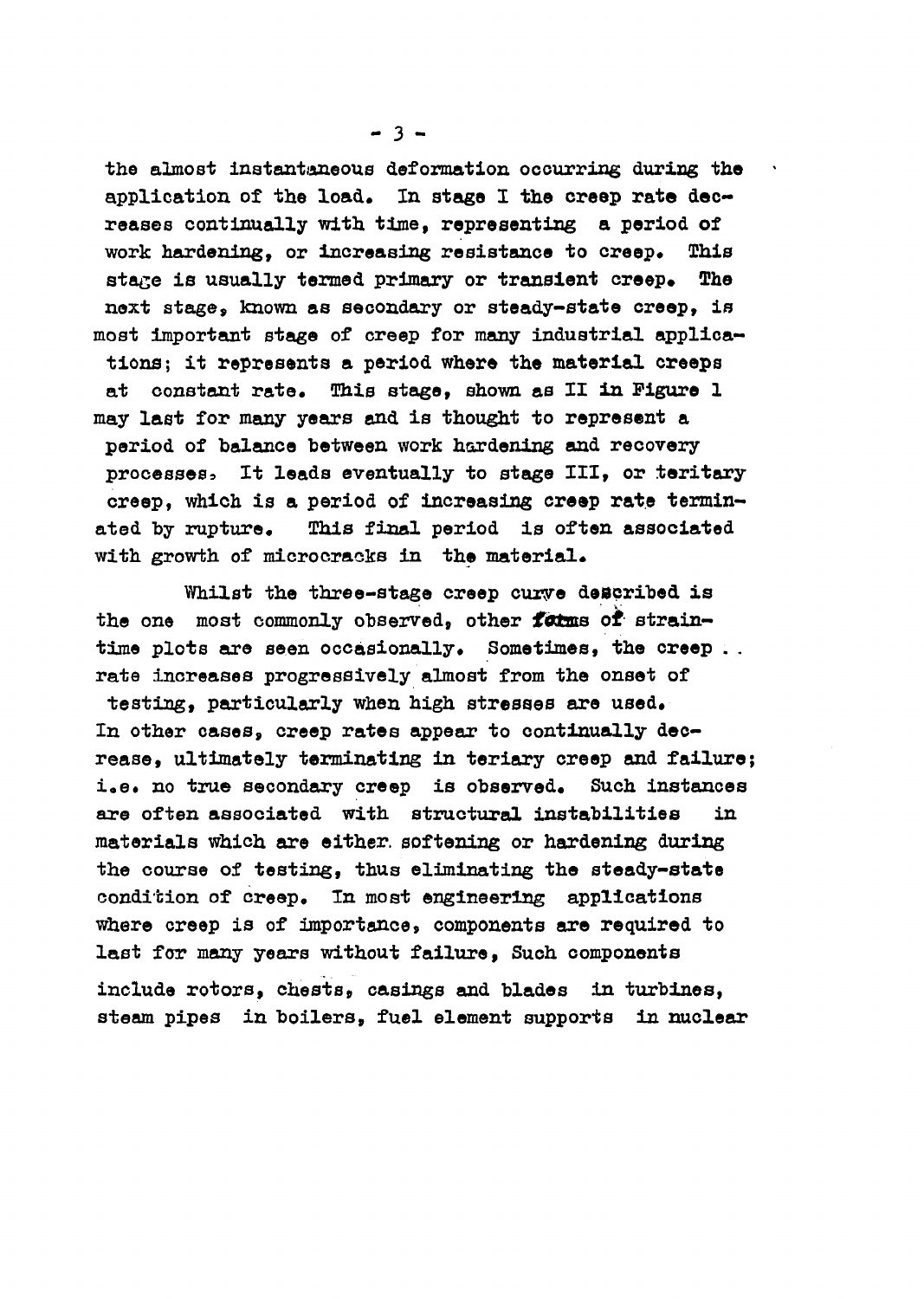the almost instantaneous deformation occurring during the application of the load. In stage I the creep rate decreases continually with time, representing a period of work hardening, or increasing resistance to creep. This stage is usually termed primary or transient creep. The next stage, known as secondary or steady-state creep, is most important stage of creep for many industrial applications; it represents a period where the material creeps at constant rate. This stage, shown as II in Figure 1 may last for many years and is thought to represent a period of balance between work hardening and recovery processes. It leads eventually to stage III, or teritary creep, which is a period of increasing creep rate terminated by rupture. This final period is often associated with growth of microcracks in the material.

Whilst the three-stage creep curve described is the one most commonly observed, other forms of strain-time plots are seen occasionally. Sometimes, the creep rate increases progressively almost from the onset of testing, particularly when high stresses are used. In other cases, creep rates appear to continually decrease, ultimately terminating in teriary creep and failure; i.e. no true secondary creep is observed. Such instances are often associated with structural instabilities in materials which are either softening or hardening during the course of testing, thus eliminating the steady-state condition of creep. In most engineering applications where creep is of importance, components are required to last for many years without failure, Such components include rotors, chests, casings and blades in turbines, steam pipes in boilers, fuel element supports in nuclear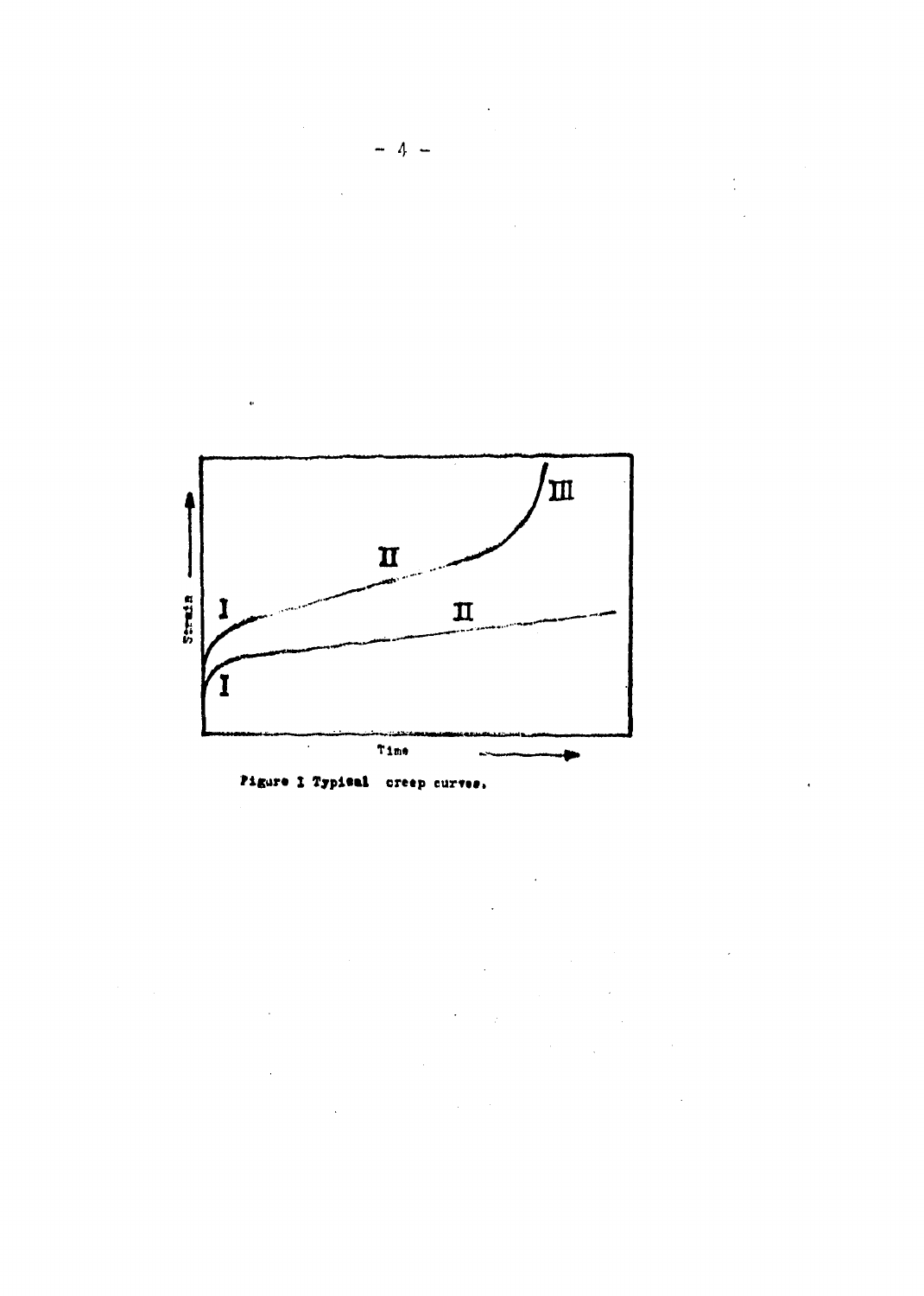Figure 1 Typical creep curves.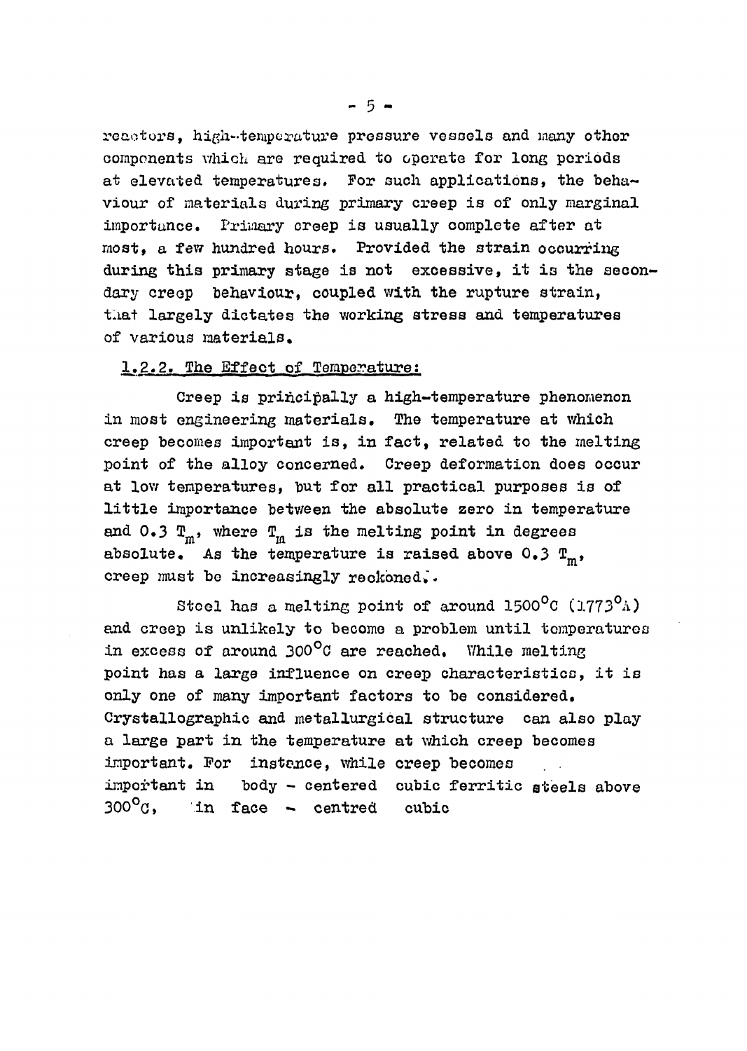reactors, high-temperature pressure vessels and many other components which are required to operate for long periods at elevated temperatures. For such applications, the behaviour of materials during primary creep is of only marginal importance. Primary creep is usually complete after at most, a few hundred hours. Provided the strain occurring during this primary stage is not excessive, it is the secondary creep behaviour, coupled with the rupture strain, that largely dictates the working stress and temperatures of various materials.

### 1.2.2. The Effect of Temperature:

Creep is principally a high-temperature phenomenon in most engineering materials. The temperature at which creep becomes important is, in fact, related to the melting point of the alloy concerned. Creep deformation does occur at low temperatures, but for all practical purposes is of little importance between the absolute zero in temperature and $0.3\ T_m$, where $T_m$ is the melting point in degrees absolute. As the temperature is raised above $0.3\ T_m$, creep must be increasingly reckoned.

Steel has a melting point of around $1500^\circ C$ ($1773^\circ A$) and creep is unlikely to become a problem until temperatures in excess of around $300^\circ C$ are reached. While melting point has a large influence on creep characteristics, it is only one of many important factors to be considered. Crystallographic and metallurgical structure can also play a large part in the temperature at which creep becomes important. For instance, while creep becomes important in body - centered cubic ferritic steels above $300^\circ C$, in face - centred cubic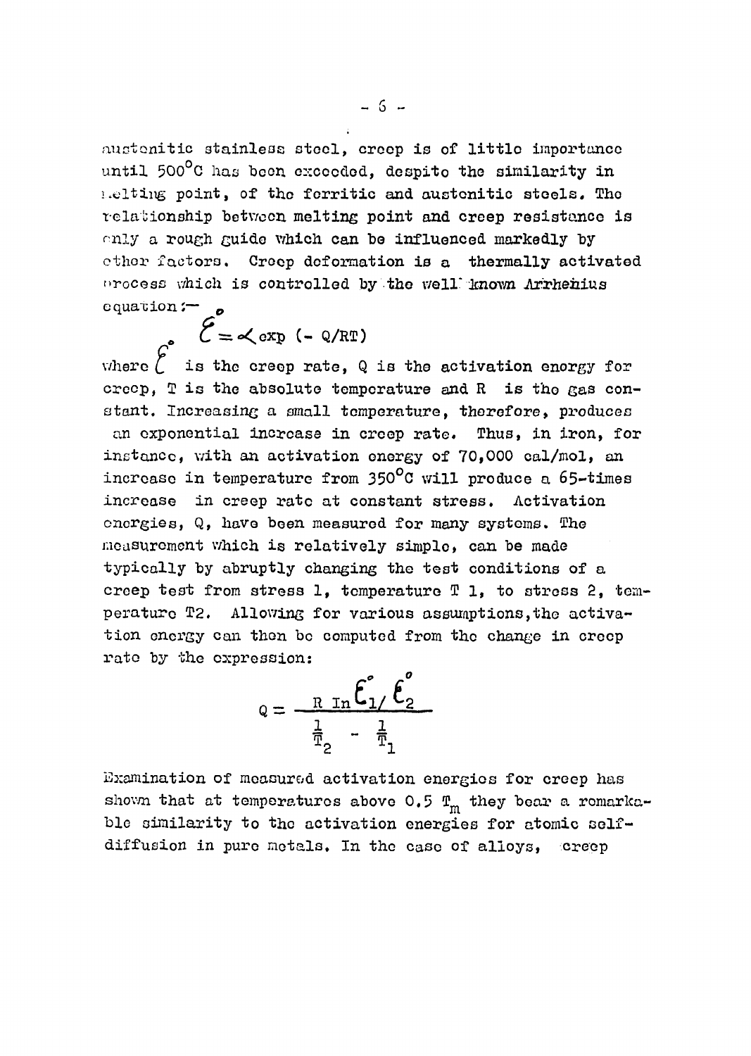austenitic stainless steel, creep is of little importance until 500°C has been exceeded, despite the similarity in melting point, of the ferritic and austenitic steels. The relationship between melting point and creep resistance is only a rough guide which can be influenced markedly by other factors. Creep deformation is a thermally activated process which is controlled by the well known Arrhenius equation:-

$$\dot{\mathcal{E}} = \alpha \exp\ (-\ Q/RT)$$

where $\dot{\mathcal{E}}$ is the creep rate, Q is the activation energy for creep, T is the absolute temperature and R is the gas constant. Increasing a small temperature, therefore, produces an exponential increase in creep rate. Thus, in iron, for instance, with an activation energy of 70,000 cal/mol, an increase in temperature from 350°C will produce a 65-times increase in creep rate at constant stress. Activation energies, Q, have been measured for many systems. The measurement which is relatively simple, can be made typically by abruptly changing the test conditions of a creep test from stress 1, temperature T 1, to stress 2, temperature T2. Allowing for various assumptions, the activation energy can then be computed from the change in creep rate by the expression:

$$Q = \frac{R\ \ln \dot{\mathcal{E}}_1 / \dot{\mathcal{E}}_2}{\frac{1}{T_2} - \frac{1}{T_1}}$$

Examination of measured activation energies for creep has shown that at temperatures above 0.5 $T_m$ they bear a remarkable similarity to the activation energies for atomic self-diffusion in pure metals. In the case of alloys, creep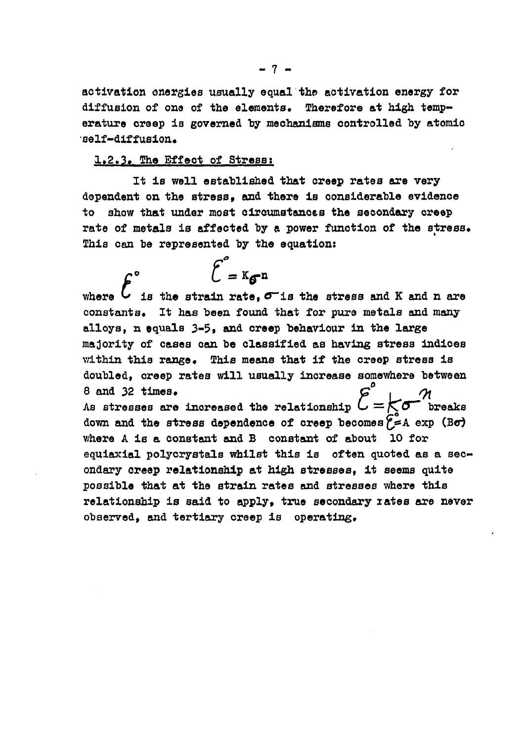activation energies usually equal the activation energy for diffusion of one of the elements. Therefore at high temperature creep is governed by mechanisms controlled by atomic self-diffusion.

### 1.2.3. The Effect of Stress:

It is well established that creep rates are very dependent on the stress, and there is considerable evidence to show that under most circumstances the secondary creep rate of metals is affected by a power function of the stress. This can be represented by the equation:

$$\dot{\varepsilon} = K\sigma^n$$

where $\dot{\varepsilon}$ is the strain rate, $\sigma$ is the stress and K and n are constants. It has been found that for pure metals and many alloys, n equals 3-5, and creep behaviour in the large majority of cases can be classified as having stress indices within this range. This means that if the creep stress is doubled, creep rates will usually increase somewhere between 8 and 32 times.

As stresses are increased the relationship $\dot{\varepsilon} = K\sigma^n$ breaks down and the stress dependence of creep becomes $\dot{\varepsilon} = A \exp(B\sigma)$ where A is a constant and B constant of about 10 for equiaxial polycrystals whilst this is often quoted as a secondary creep relationship at high stresses, it seems quite possible that at the strain rates and stresses where this relationship is said to apply, true secondary rates are never observed, and tertiary creep is operating.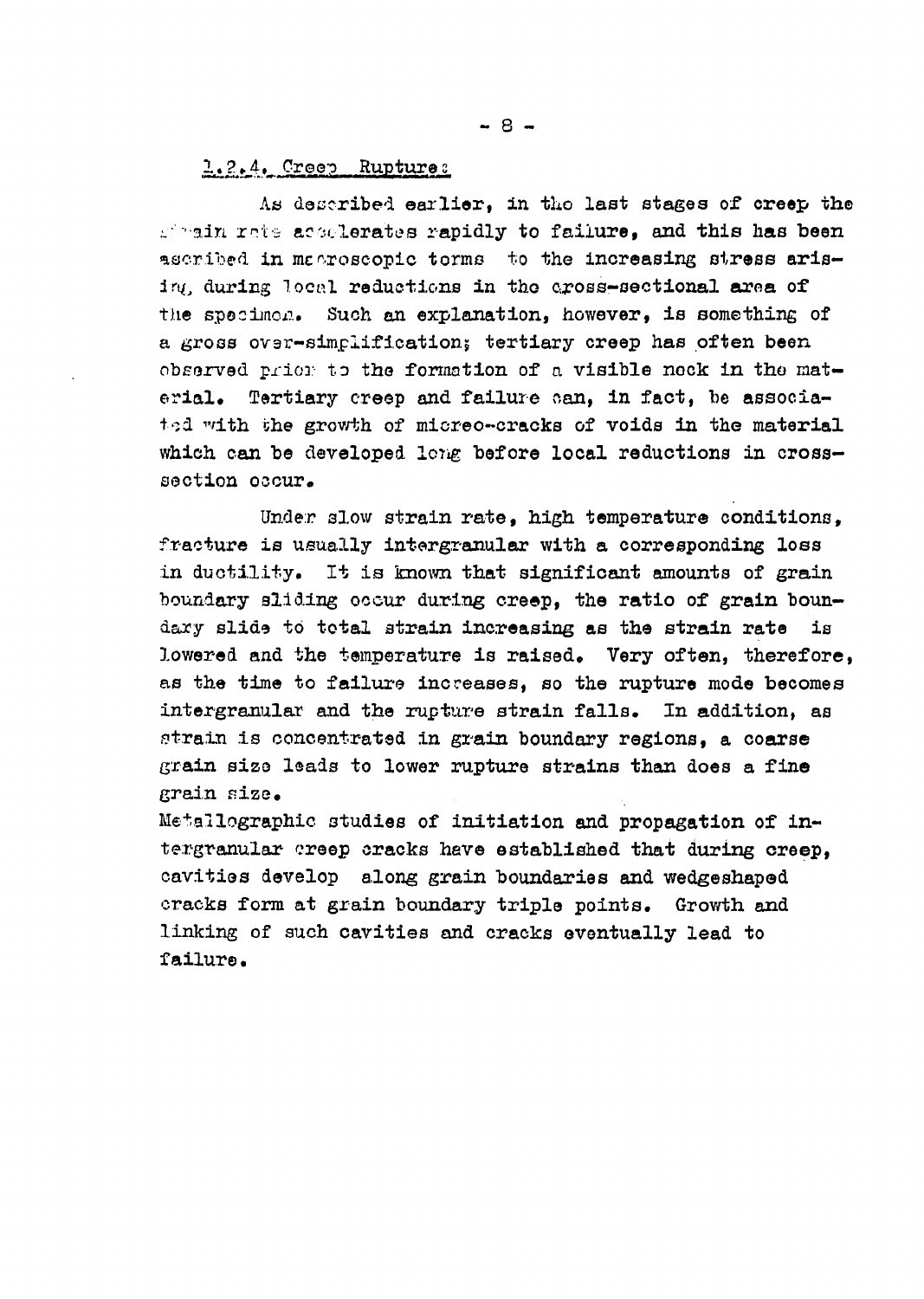### 1.2.4. Creep Rupture:

As described earlier, in the last stages of creep the strain rate accelerates rapidly to failure, and this has been ascribed in macroscopic terms to the increasing stress arising during local reductions in the cross-sectional area of the specimen. Such an explanation, however, is something of a gross over-simplification; tertiary creep has often been observed prior to the formation of a visible neck in the material. Tertiary creep and failure can, in fact, be associated with the growth of micreo-cracks of voids in the material which can be developed long before local reductions in cross-section occur.

Under slow strain rate, high temperature conditions, fracture is usually intergranular with a corresponding loss in ductility. It is known that significant amounts of grain boundary sliding occur during creep, the ratio of grain boundary slide to total strain increasing as the strain rate is lowered and the temperature is raised. Very often, therefore, as the time to failure increases, so the rupture mode becomes intergranular and the rupture strain falls. In addition, as strain is concentrated in grain boundary regions, a coarse grain size leads to lower rupture strains than does a fine grain size.

Metallographic studies of initiation and propagation of intergranular creep cracks have established that during creep, cavities develop along grain boundaries and wedgeshaped cracks form at grain boundary triple points. Growth and linking of such cavities and cracks eventually lead to failure.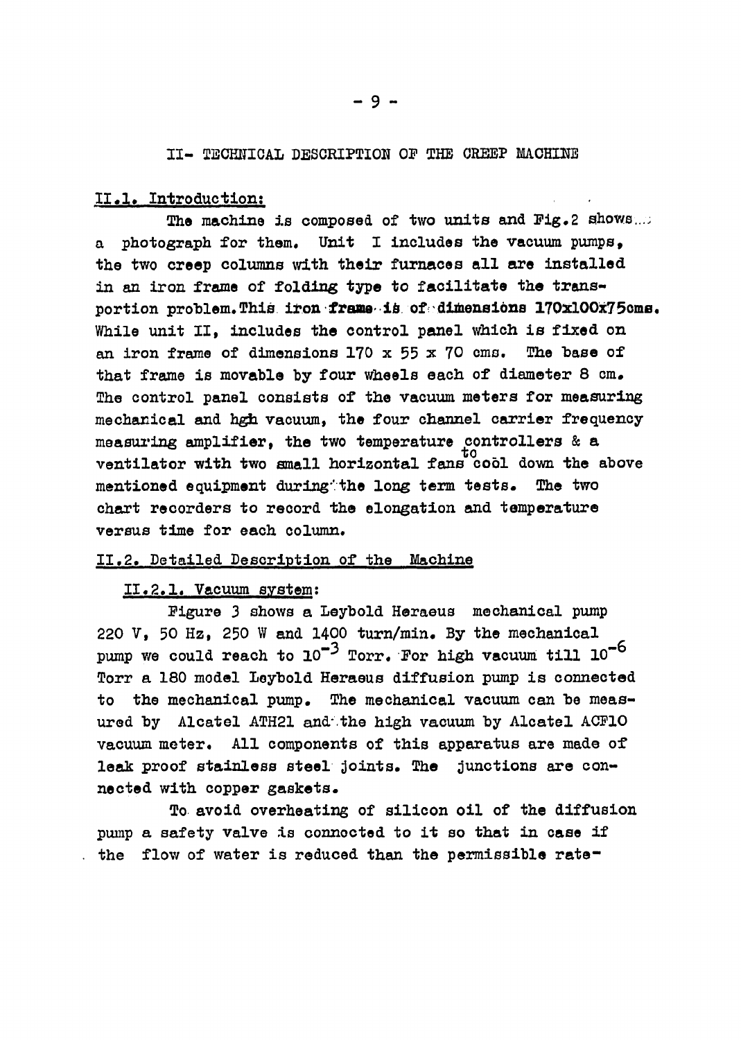# II- TECHNICAL DESCRIPTION OF THE CREEP MACHINE

## II.1. Introduction:

The machine is composed of two units and Fig.2 shows a photograph for them. Unit I includes the vacuum pumps, the two creep columns with their furnaces all are installed in an iron frame of folding type to facilitate the transportion problem. This iron frame is of dimensions 170x100x75cms. While unit II, includes the control panel which is fixed on an iron frame of dimensions 170 x 55 x 70 cms. The base of that frame is movable by four wheels each of diameter 8 cm. The control panel consists of the vacuum meters for measuring mechanical and hgh vacuum, the four channel carrier frequency measuring amplifier, the two temperature controllers & a ventilator with two small horizontal fans to cool down the above mentioned equipment during the long term tests. The two chart recorders to record the elongation and temperature versus time for each column.

## II.2. Detailed Description of the Machine

### II.2.1. Vacuum system:

Figure 3 shows a Leybold Heraeus mechanical pump 220 V, 50 Hz, 250 W and 1400 turn/min. By the mechanical pump we could reach to $10^{-3}$ Torr. For high vacuum till $10^{-6}$ Torr a 180 model Leybold Heraeus diffusion pump is connected to the mechanical pump. The mechanical vacuum can be measured by Alcatel ATH21 and the high vacuum by Alcatel ACF10 vacuum meter. All components of this apparatus are made of leak proof stainless steel joints. The junctions are connected with copper gaskets.

To avoid overheating of silicon oil of the diffusion pump a safety valve is connected to it so that in case if the flow of water is reduced than the permissible rate-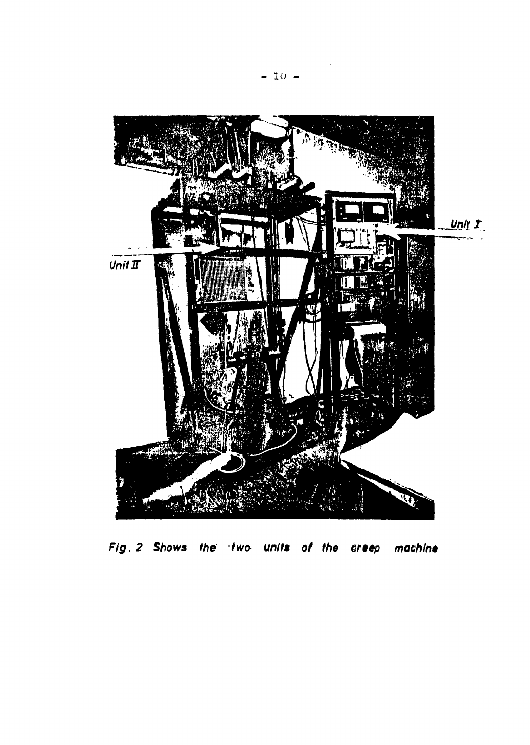Unit I

Unit II

Fig. 2 Shows the two units of the creep machine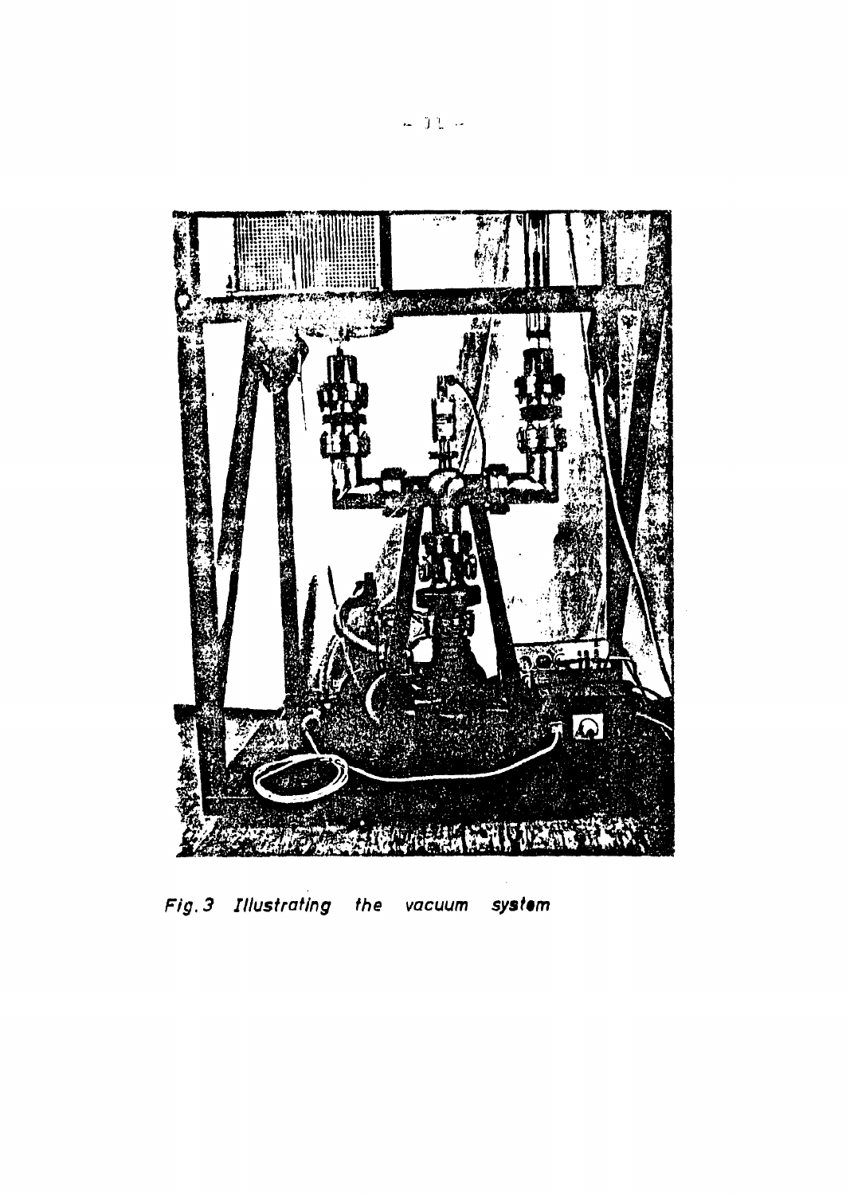Fig. 3 Illustrating the vacuum system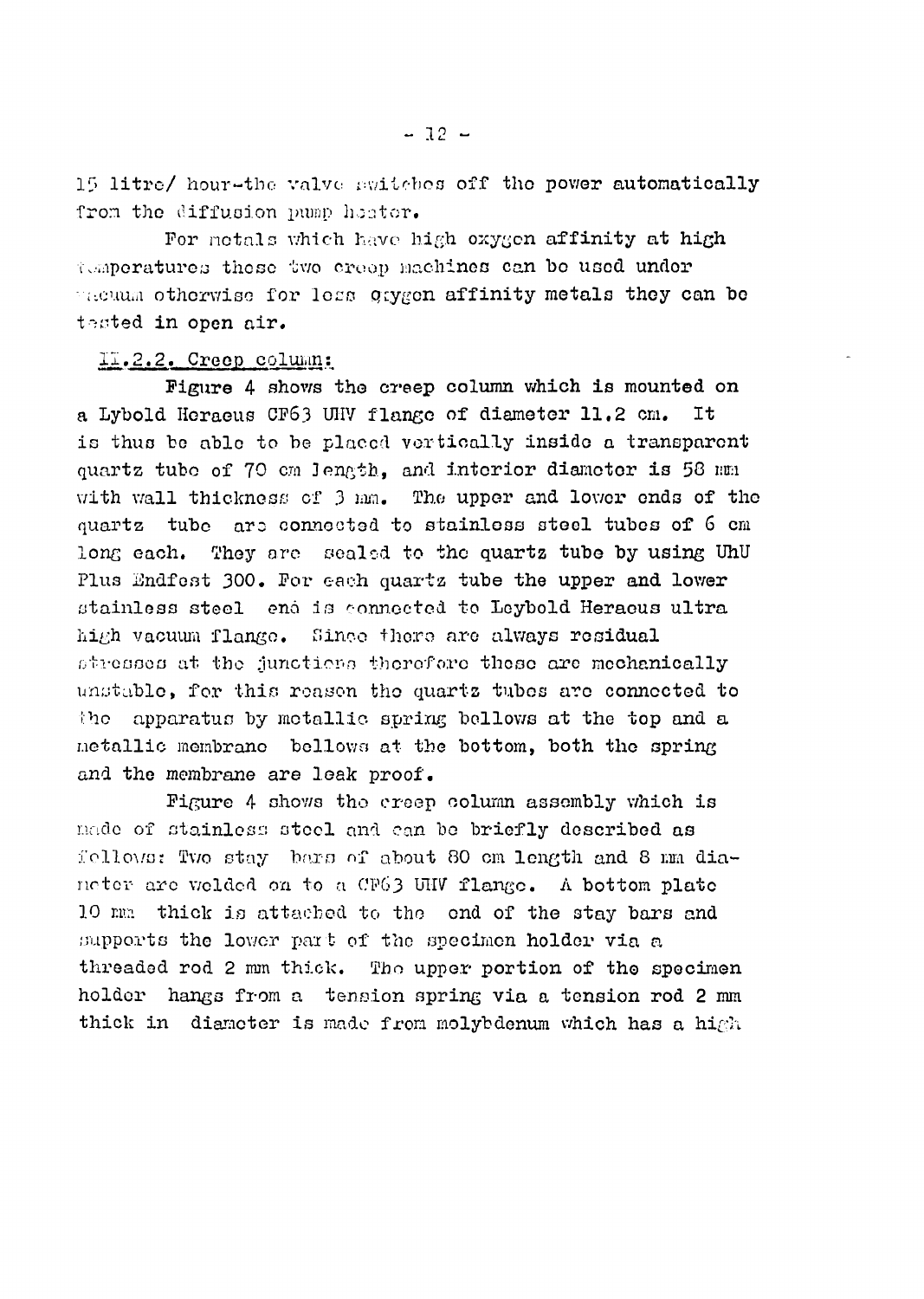15 litre/ hour-the valve switches off the power automatically from the diffusion pump heater.

For metals which have high oxygen affinity at high temperatures these two creep machines can be used under vacuum otherwise for less oxygen affinity metals they can be tested in open air.

### II.2.2. Creep column:

Figure 4 shows the creep column which is mounted on a Lybold Heraeus CF63 UHV flange of diameter 11.2 cm. It is thus be able to be placed vertically inside a transparent quartz tube of 70 cm length, and interior diameter is 58 mm with wall thickness of 3 mm. The upper and lower ends of the quartz tube are connected to stainless steel tubes of 6 cm long each. They are sealed to the quartz tube by using UhU Plus Endfest 300. For each quartz tube the upper and lower stainless steel end is connected to Leybold Heraeus ultra high vacuum flange. Since there are always residual stresses at the junctions therefore these are mechanically unstable, for this reason the quartz tubes are connected to the apparatus by metallic spring bellows at the top and a metallic membrane bellows at the bottom, both the spring and the membrane are leak proof.

Figure 4 shows the creep column assembly which is made of stainless steel and can be briefly described as follows: Two stay bars of about 80 cm length and 8 mm diameter are welded on to a CF63 UHV flange. A bottom plate 10 mm thick is attached to the end of the stay bars and supports the lower part of the specimen holder via a threaded rod 2 mm thick. The upper portion of the specimen holder hangs from a tension spring via a tension rod 2 mm thick in diameter is made from molybdenum which has a high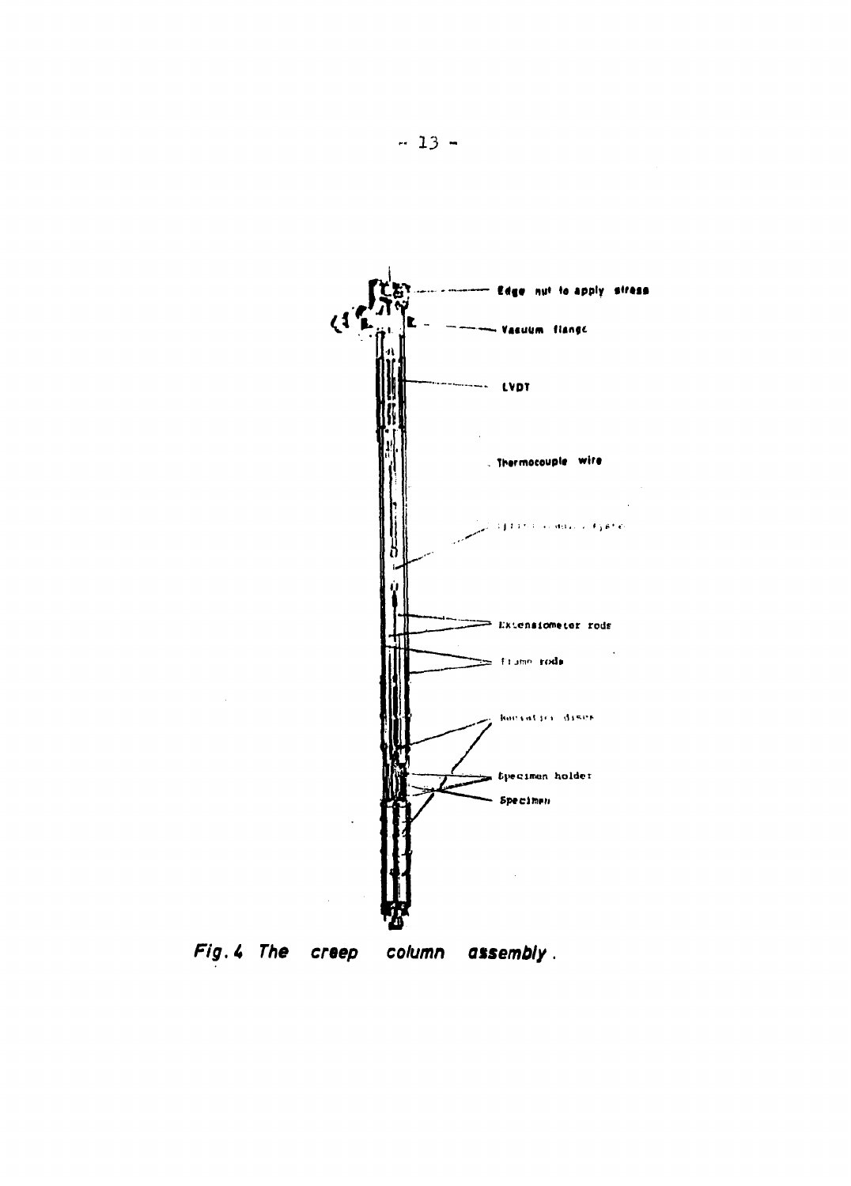Edge nut to apply stress

Vacuum flange

LVDT

Thermocouple wire

Extensometer rods

Frame rods

Radiation discs

Specimen holder

Specimen

*Fig. 4 The creep column assembly.*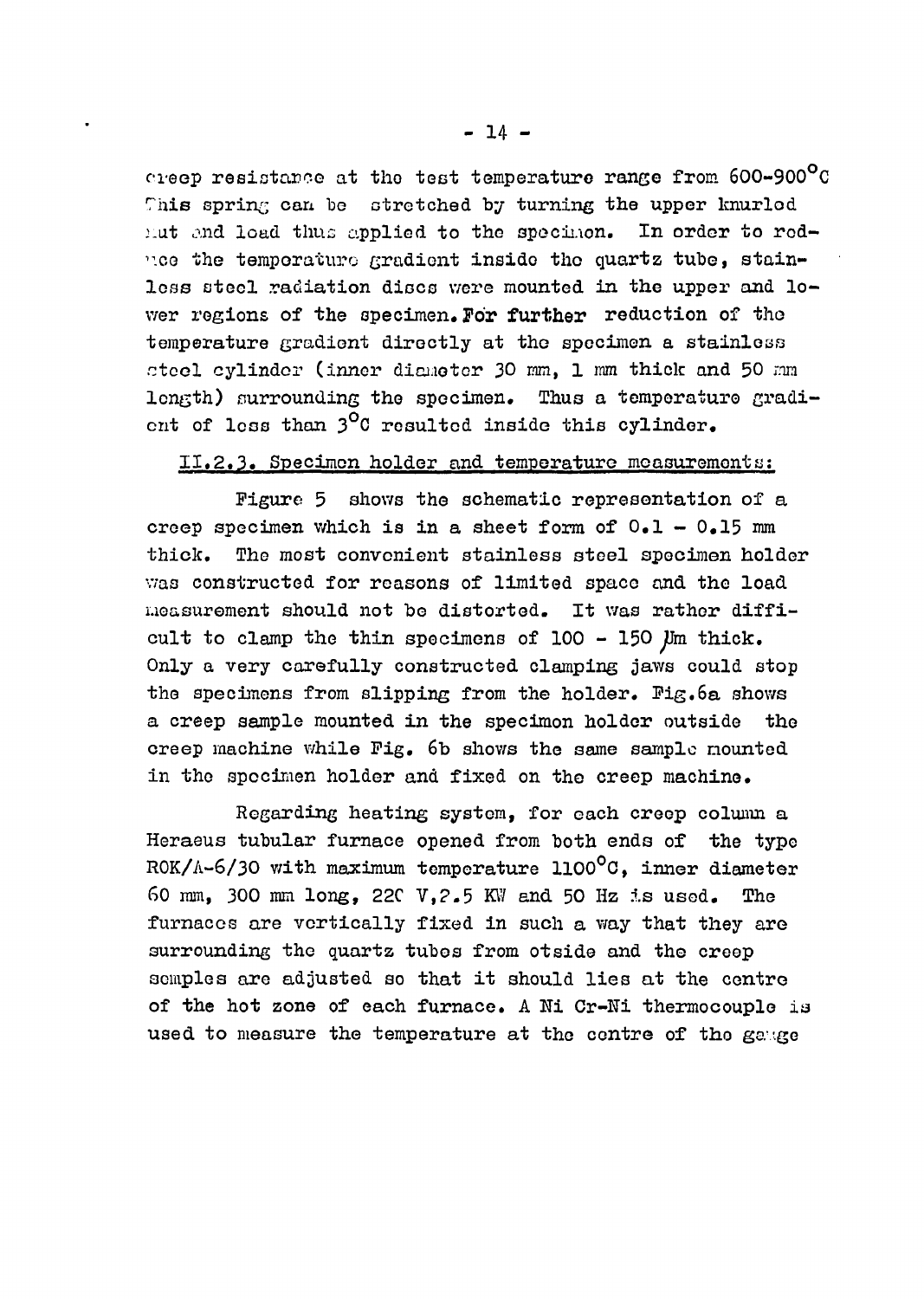creep resistance at the test temperature range from 600-900°C This spring can be stretched by turning the upper knurled nut and load thus applied to the specimen. In order to reduce the temperature gradient inside the quartz tube, stainless steel radiation discs were mounted in the upper and lower regions of the specimen. For further reduction of the temperature gradient directly at the specimen a stainless steel cylinder (inner diameter 30 mm, 1 mm thick and 50 mm length) surrounding the specimen. Thus a temperature gradient of less than 3°C resulted inside this cylinder.

### II.2.3. Specimen holder and temperature measurements:

Figure 5 shows the schematic representation of a creep specimen which is in a sheet form of 0.1 - 0.15 mm thick. The most convenient stainless steel specimen holder was constructed for reasons of limited space and the load measurement should not be distorted. It was rather difficult to clamp the thin specimens of 100 - 150 μm thick. Only a very carefully constructed clamping jaws could stop the specimens from slipping from the holder. Fig.6a shows a creep sample mounted in the specimen holder outside the creep machine while Fig. 6b shows the same sample mounted in the specimen holder and fixed on the creep machine.

Regarding heating system, for each creep column a Heraeus tubular furnace opened from both ends of the type ROK/A-6/30 with maximum temperature 1100°C, inner diameter 60 mm, 300 mm long, 220 V, 2.5 KW and 50 Hz is used. The furnaces are vertically fixed in such a way that they are surrounding the quartz tubes from otside and the creep semples are adjusted so that it should lies at the centre of the hot zone of each furnace. A Ni Cr-Ni thermocouple is used to measure the temperature at the centre of the gauge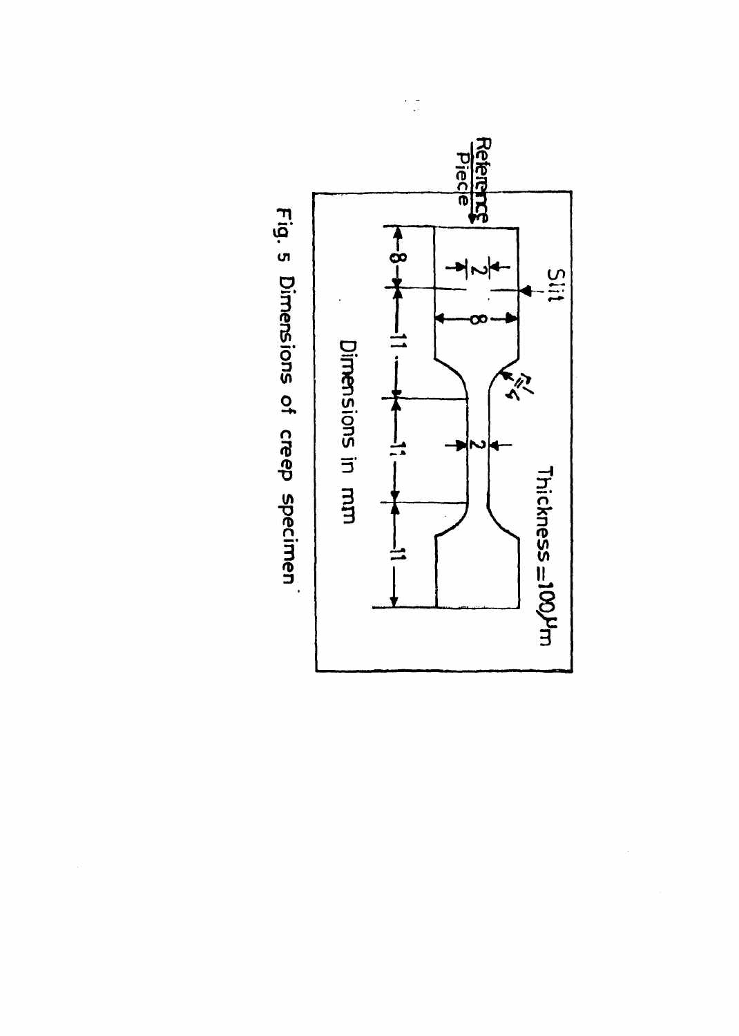Reference Piece

Slit

Thickness = 100 μm

r = 4

Dimensions in mm

Fig. 5 Dimensions of creep specimen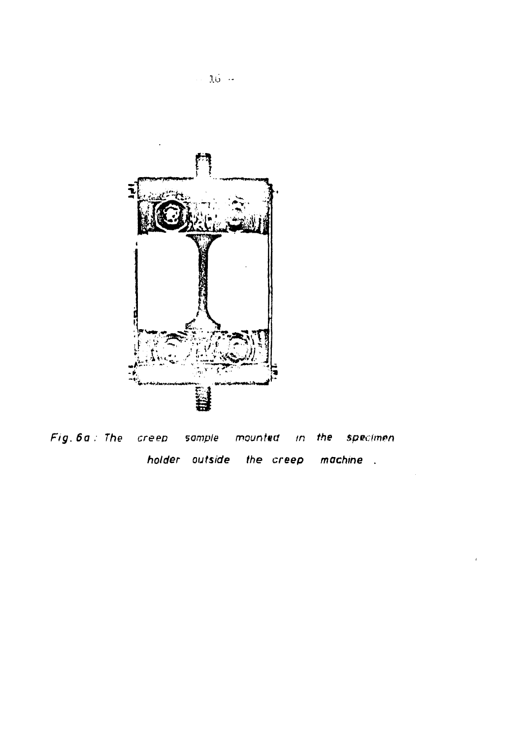Fig. 6a : The creep sample mounted in the specimen holder outside the creep machine .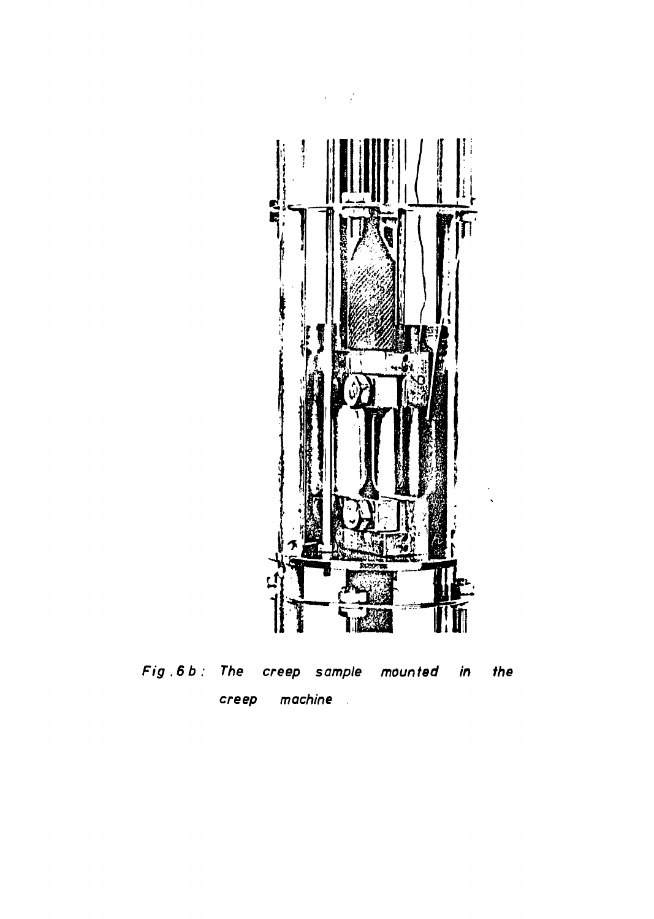Fig. 6 b : The creep sample mounted in the creep machine .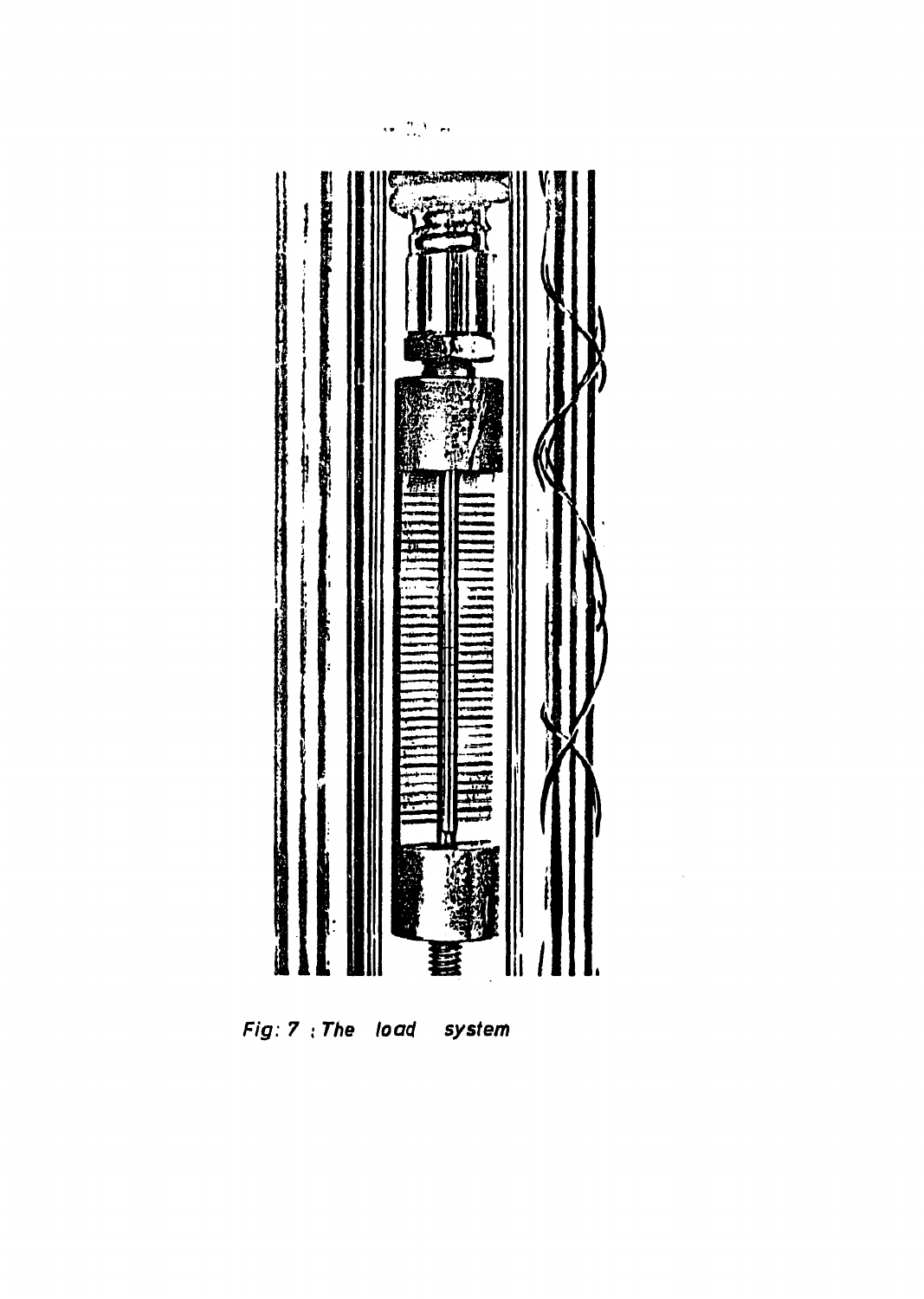Fig: 7 : The load system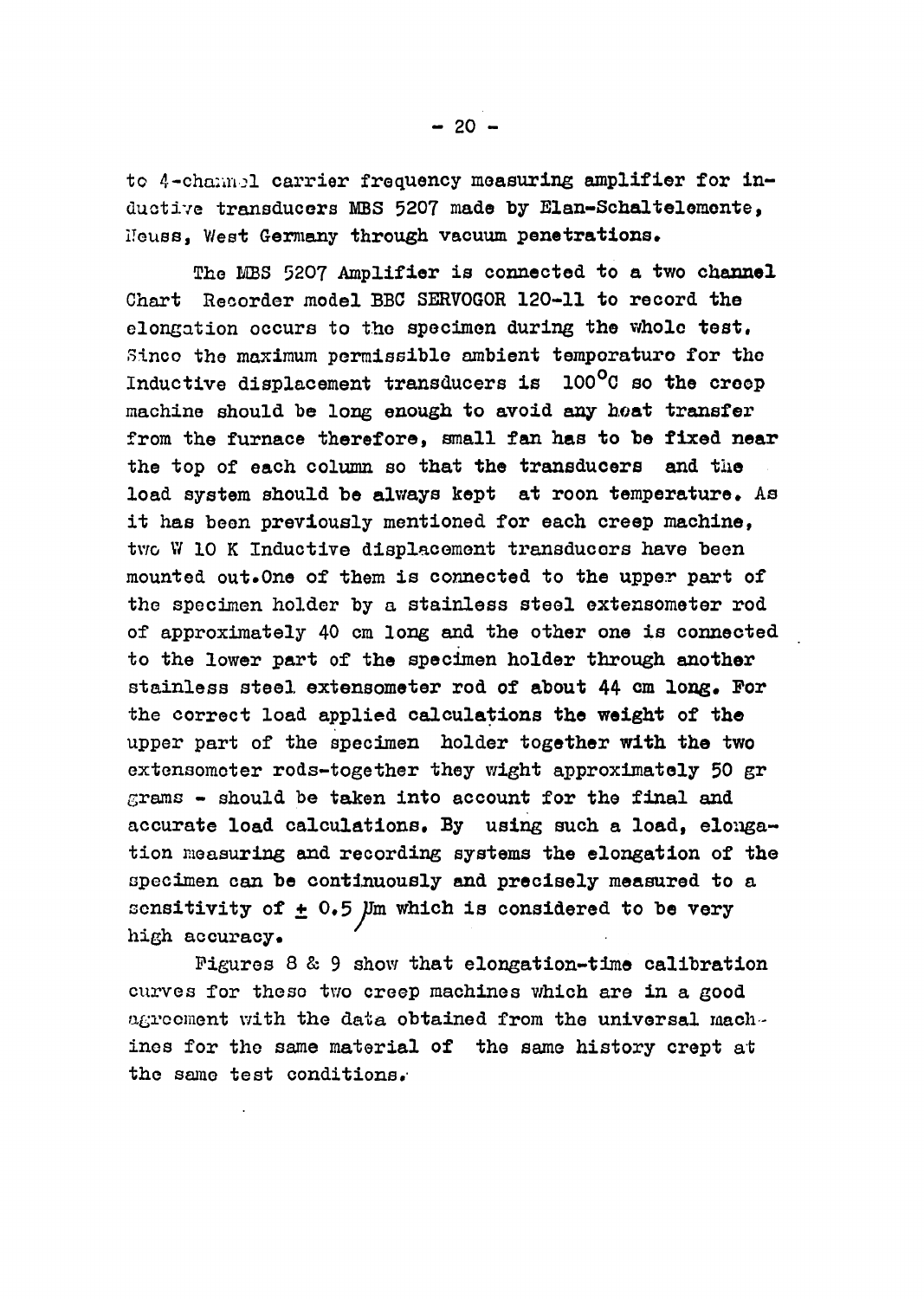to 4-channel carrier frequency measuring amplifier for inductive transducers MBS 5207 made by Elan-Schaltelemente, Neuss, West Germany through vacuum penetrations.

The MBS 5207 Amplifier is connected to a two channel Chart Recorder model BBC SERVOGOR 120-11 to record the elongation occurs to the specimen during the whole test. Since the maximum permissible ambient temperature for the Inductive displacement transducers is 100°C so the creep machine should be long enough to avoid any heat transfer from the furnace therefore, small fan has to be fixed near the top of each column so that the transducers and the load system should be always kept at roon temperature. As it has been previously mentioned for each creep machine, two W 10 K Inductive displacement transducers have been mounted out. One of them is connected to the upper part of the specimen holder by a stainless steel extensometer rod of approximately 40 cm long and the other one is connected to the lower part of the specimen holder through another stainless steel extensometer rod of about 44 cm long. For the correct load applied calculations the weight of the upper part of the specimen holder together with the two extensometer rods-together they wight approximately 50 gr grams - should be taken into account for the final and accurate load calculations. By using such a load, elongation measuring and recording systems the elongation of the specimen can be continuously and precisely measured to a sensitivity of $\pm$ 0.5 $\mu$m which is considered to be very high accuracy.

Figures 8 & 9 show that elongation-time calibration curves for these two creep machines which are in a good agreement with the data obtained from the universal machines for the same material of the same history crept at the same test conditions.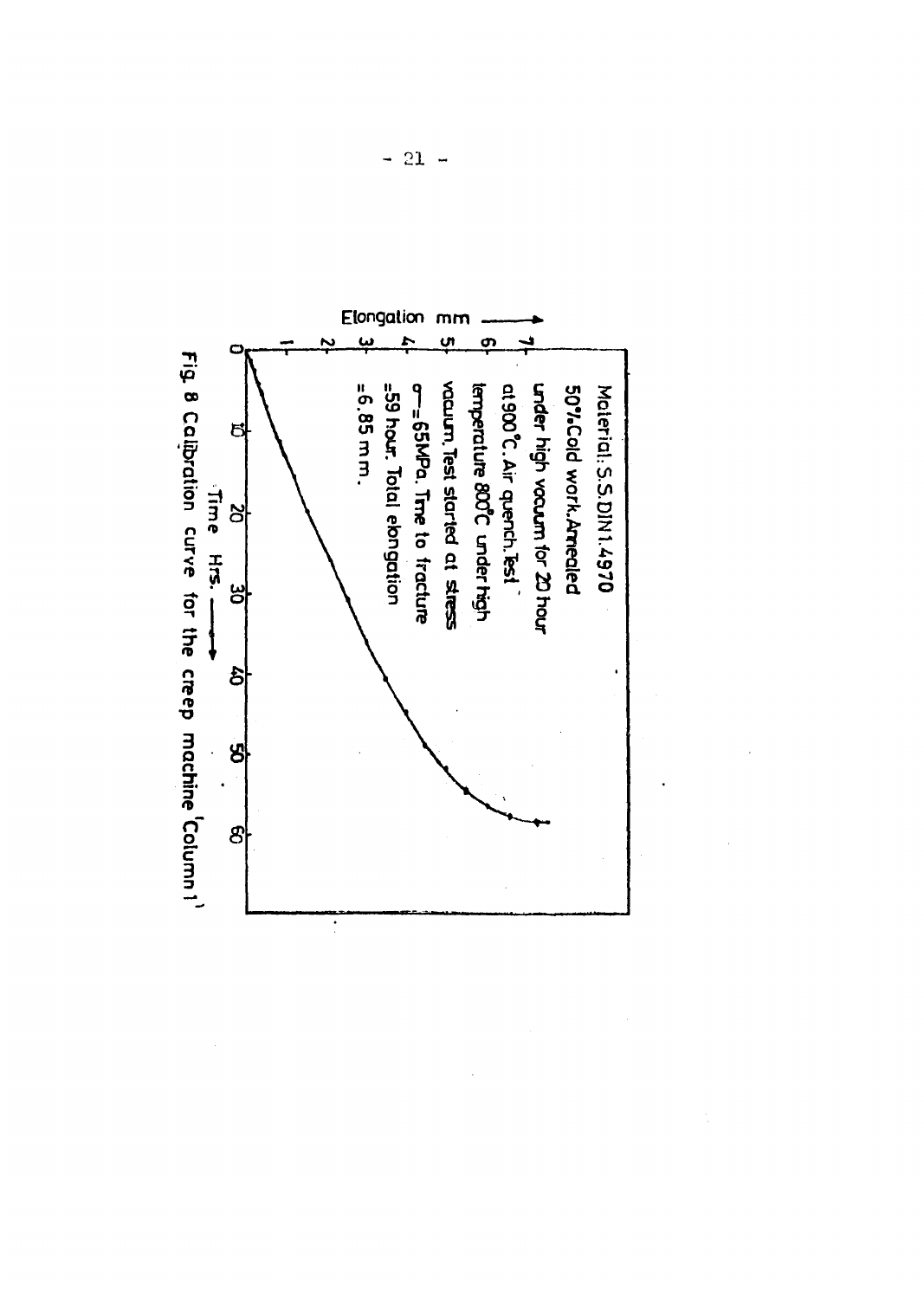Material: S.S.DIN 1.4970
50% Cold work. Annealed under high vacuum for 20 hour at 900°C. Air quench. Test temperature 800°C under high vacuum. Test started at stress $\sigma$ = 65 MPa. Time to fracture = 59 hour. Total elongation = 6.85 mm.

Fig. 8 Calibration curve for the creep machine 'Column 1'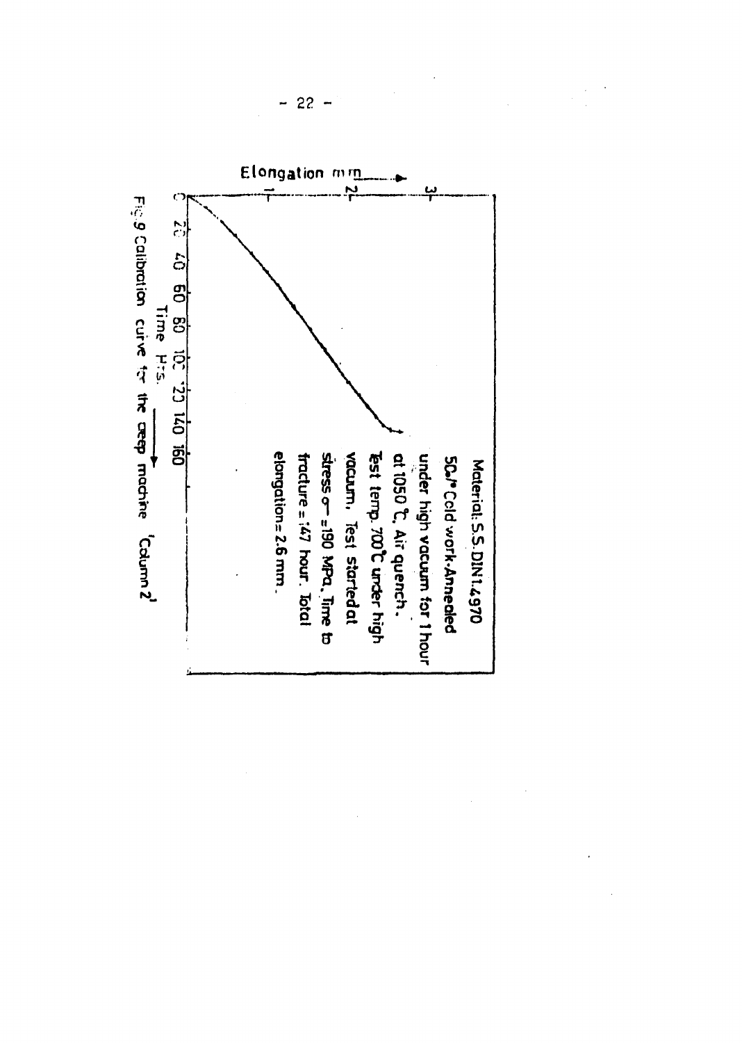Elongation mm

Time Hrs.

Material: S.S. DIN 1.4970
50% Cold work-Annealed under high vacuum for 1 hour at 1050 °C, Air quench.
Test temp. 700 °C under high vacuum. Test started at stress $\sigma$ = 190 MPa. Time to fracture = 147 hour. Total elongation = 2.6 mm.

Fig. 9 Calibration curve for the creep machine 'Column 2'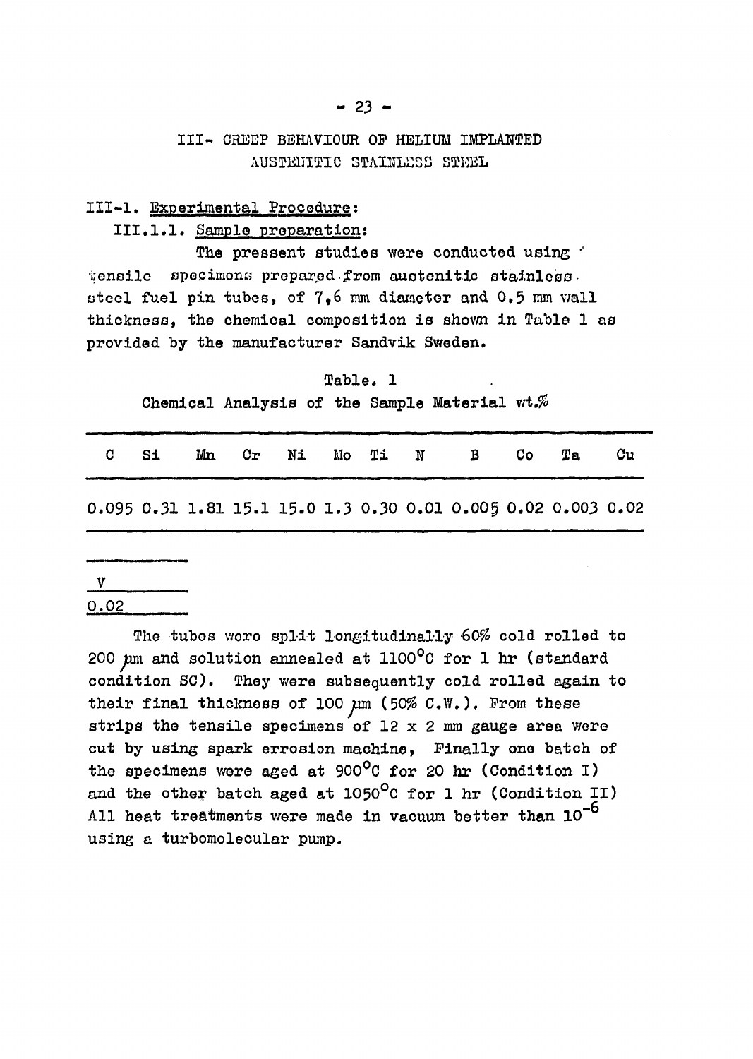# III- CREEP BEHAVIOUR OF HELIUM IMPLANTED AUSTENITIC STAINLESS STEEL

## III-1. Experimental Procedure:

### III.1.1. Sample preparation:

The pressent studies were conducted using tensile specimens prepared from austenitic stainless steel fuel pin tubes, of 7,6 mm diameter and 0.5 mm wall thickness, the chemical composition is shown in Table 1 as provided by the manufacturer Sandvik Sweden.

Table. 1

Chemical Analysis of the Sample Material wt.%

| C | Si | Mn | Cr | Ni | Mo | Ti | N | B | Co | Ta | Cu | V |
|---|---|---|---|---|---|---|---|---|---|---|---|---|
| 0.095 | 0.31 | 1.81 | 15.1 | 15.0 | 1.3 | 0.30 | 0.01 | 0.005 | 0.02 | 0.003 | 0.02 | 0.02 |

The tubes were split longitudinally 60% cold rolled to 200 μm and solution annealed at 1100°C for 1 hr (standard condition SC). They were subsequently cold rolled again to their final thickness of 100 μm (50% C.W.). From these strips the tensile specimens of 12 x 2 mm gauge area were cut by using spark errosion machine, Finally one batch of the specimens were aged at 900°C for 20 hr (Condition I) and the other batch aged at 1050°C for 1 hr (Condition II) All heat treatments were made in vacuum better than $10^{-6}$ using a turbomolecular pump.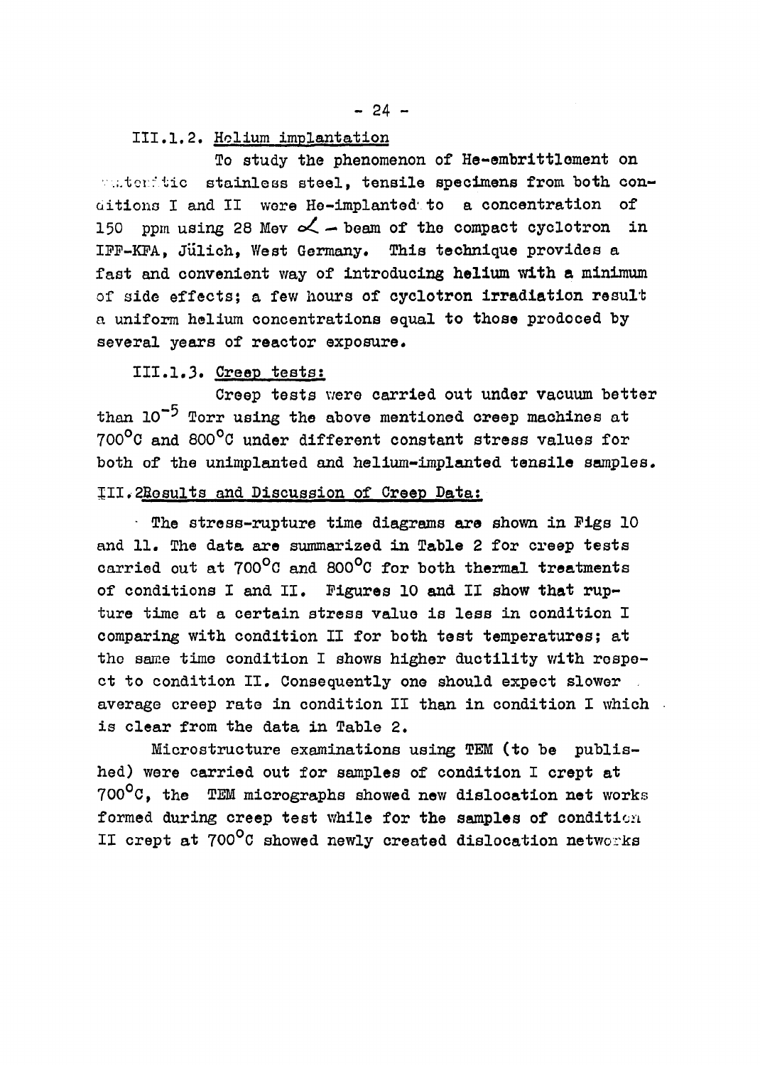### III.1.2. Helium implantation

To study the phenomenon of He-embrittlement on austenitic stainless steel, tensile specimens from both conditions I and II were He-implanted to a concentration of 150 ppm using 28 Mev $\alpha$ - beam of the compact cyclotron in IFF-KFA, Jülich, West Germany. This technique provides a fast and convenient way of introducing helium with a minimum of side effects; a few hours of cyclotron irradiation result a uniform helium concentrations equal to those prodoced by several years of reactor exposure.

### III.1.3. Creep tests:

Creep tests were carried out under vacuum better than $10^{-5}$ Torr using the above mentioned creep machines at $700^{o}C$ and $800^{o}C$ under different constant stress values for both of the unimplanted and helium-implanted tensile samples.

## III.2 Results and Discussion of Creep Data:

The stress-rupture time diagrams are shown in Figs 10 and 11. The data are summarized in Table 2 for creep tests carried out at $700^{o}C$ and $800^{o}C$ for both thermal treatments of conditions I and II. Figures 10 and II show that rupture time at a certain stress value is less in condition I comparing with condition II for both test temperatures; at the same time condition I shows higher ductility with respect to condition II. Consequently one should expect slower average creep rate in condition II than in condition I which is clear from the data in Table 2.

Microstructure examinations using TEM (to be published) were carried out for samples of condition I crept at $700^{o}C$, the TEM micrographs showed new dislocation net works formed during creep test while for the samples of condition II crept at $700^{o}C$ showed newly created dislocation networks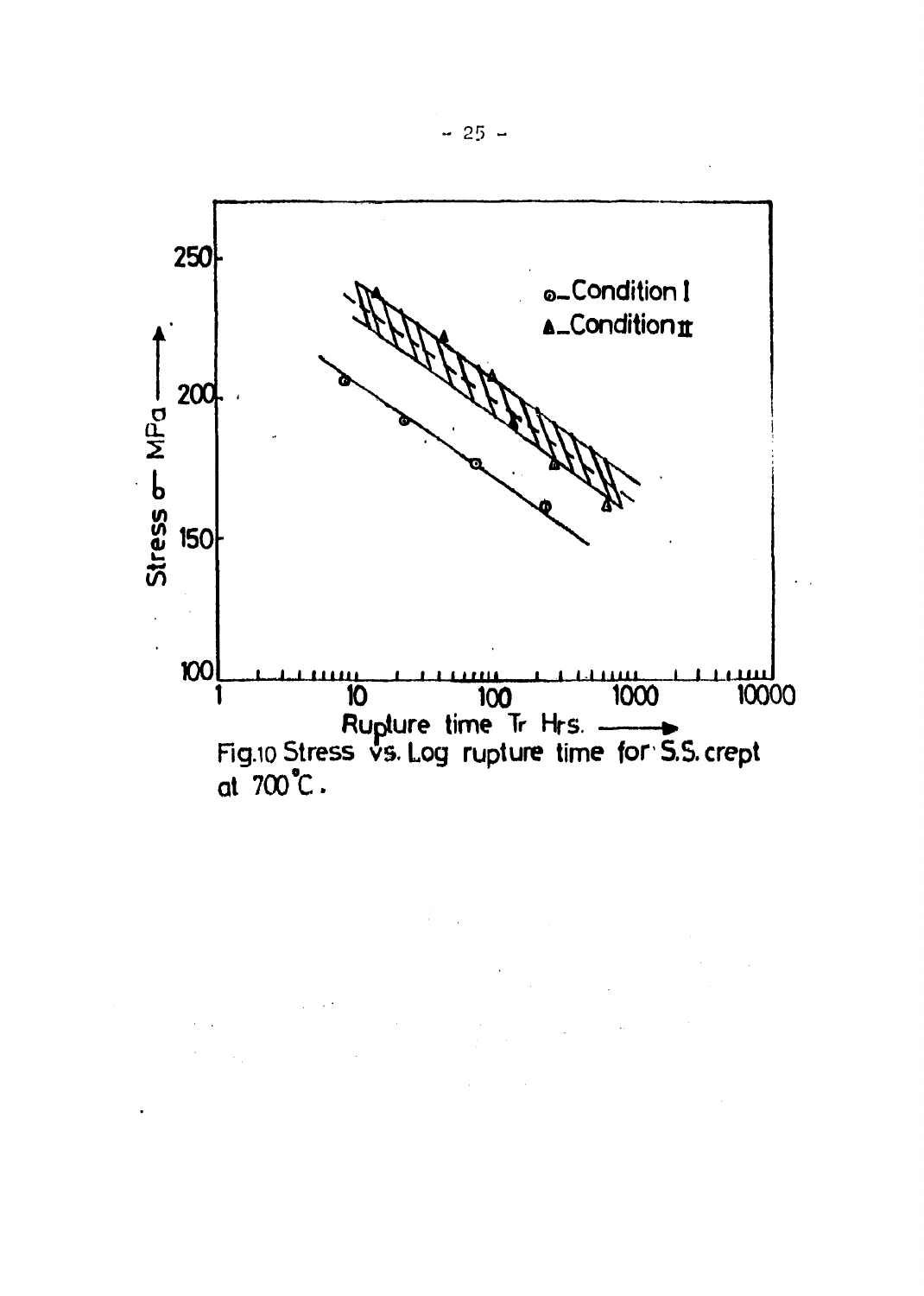Fig.10 Stress vs. Log rupture time for S.S. crept at 700°C.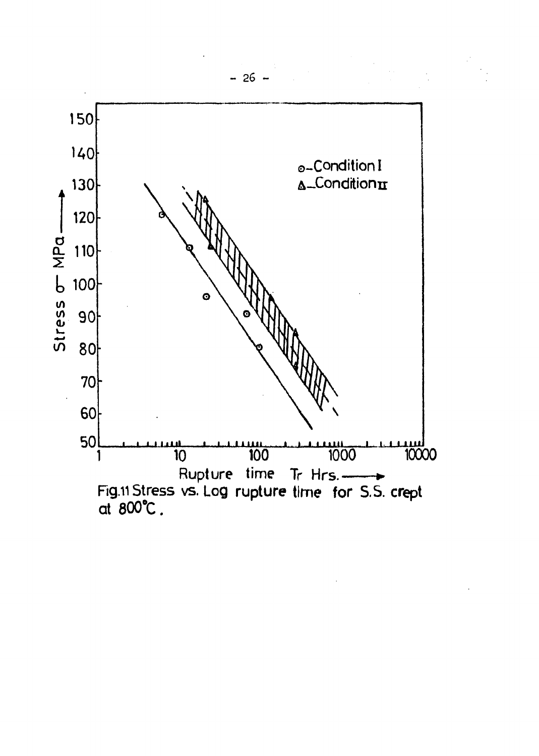Fig.11 Stress vs. Log rupture time for S.S. crept at 800°C.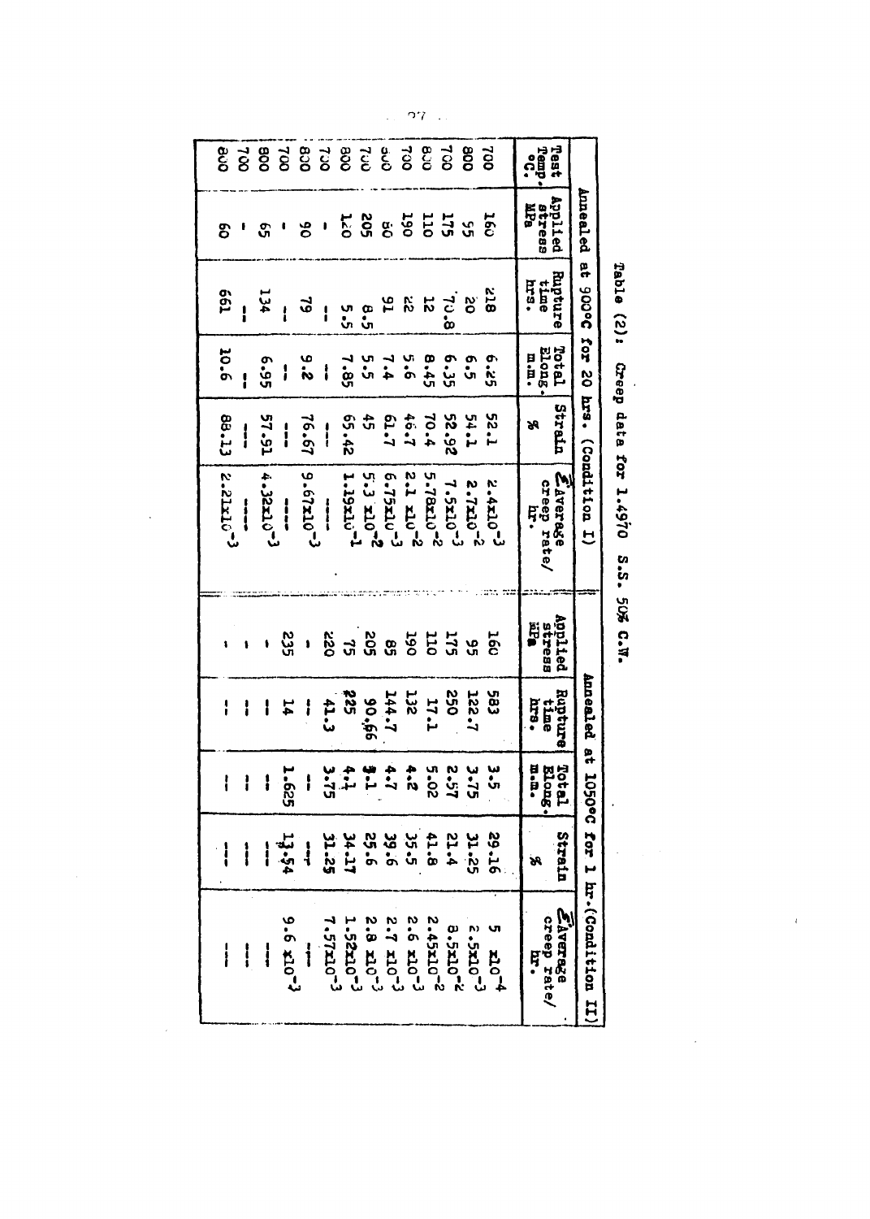**Table (2): Creep data for 1.4970 S.S. 50% C.W.**

| Test Temp. °C | Annealed at 900°C for 20 hrs. (Condition I) | | | | | Annealed at 1050°C for 1 hr. (Condition II) | | | | |
|---|---|---|---|---|---|---|---|---|---|---|
| | Applied stress MPa | Rupture time hrs. | Total Elong. m.m. | Strain % | $\bar{\varepsilon}$ Average creep rate/hr. | Applied stress MPa | Rupture time hrs. | Total Elong. m.m. | Strain % | $\bar{\varepsilon}$ Average creep rate/hr. |
| 700 | 160 | 218 | 6.25 | 52.1 | $2.4\times10^{-3}$ | 160 | 583 | 3.5 | 29.16 | $5\times10^{-4}$ |
| 800 | 55 | 20 | 6.5 | 54.1 | $2.7\times10^{-2}$ | 95 | 122.7 | 3.75 | 31.25 | $2.5\times10^{-3}$ |
| 700 | 175 | 70.8 | 6.35 | 52.92 | $7.5\times10^{-3}$ | 175 | 250 | 2.57 | 21.4 | $8.5\times10^{-2}$ |
| 800 | 110 | 12 | 8.45 | 70.4 | $5.78\times10^{-2}$ | 110 | 17.1 | 5.02 | 41.8 | $2.45\times10^{-2}$ |
| 700 | 190 | 22 | 5.6 | 46.7 | $2.1\times10^{-2}$ | 190 | 132 | 4.2 | 35.5 | $2.6\times10^{-3}$ |
| 800 | 80 | 91 | 7.4 | 61.7 | $6.75\times10^{-3}$ | 85 | 144.7 | 4.7 | 39.6 | $2.7\times10^{-3}$ |
| 700 | 205 | 8.5 | 5.5 | 45 | $5.3\times10^{-2}$ | 205 | 90.66 | 3.1 | 25.6 | $2.8\times10^{-3}$ |
| 800 | 120 | 5.5 | 7.85 | 65.42 | $1.19\times10^{-1}$ | 75 | 225 | 4.1 | 34.17 | $1.52\times10^{-3}$ |
| 700 | - | -- | -- | -- | --- | 220 | 41.3 | 3.75 | 31.25 | $7.57\times10^{-3}$ |
| 800 | 90 | 79 | 9.2 | 76.67 | $9.67\times10^{-3}$ | - | -- | -- | -- | --- |
| 700 | - | -- | -- | -- | --- | - | -- | -- | -- | --- |
| 800 | 65 | 134 | 6.95 | 57.51 | $4.32\times10^{-3}$ | 235 | 14 | 1.625 | 13.54 | $9.6\times10^{-3}$ |
| 700 | - | -- | -- | -- | --- | - | -- | -- | -- | --- |
| 800 | 60 | 661 | 10.6 | 88.13 | $2.21\times10^{-3}$ | - | -- | -- | -- | --- |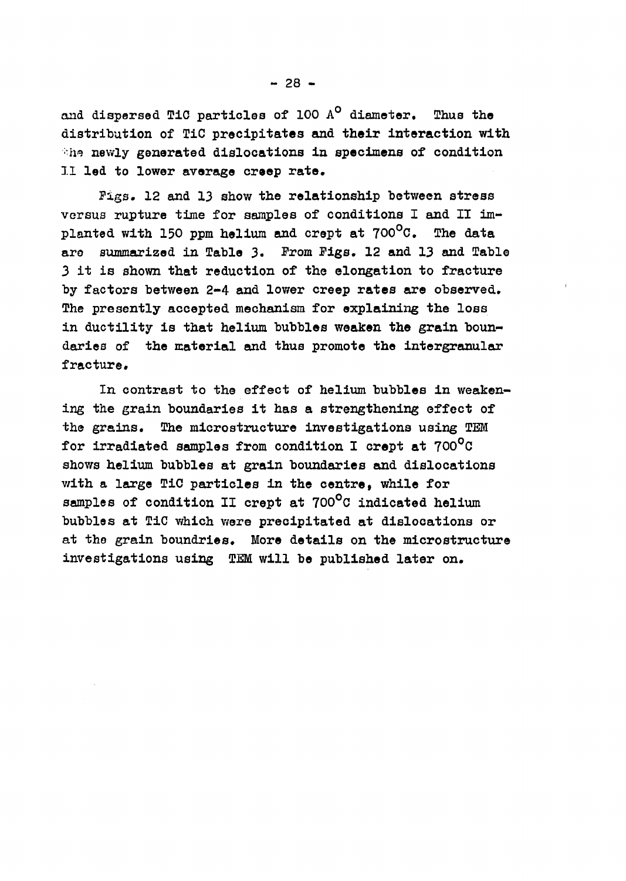and dispersed TiC particles of 100 A° diameter. Thus the distribution of TiC precipitates and their interaction with the newly generated dislocations in specimens of condition II led to lower average creep rate.

Figs. 12 and 13 show the relationship between stress versus rupture time for samples of conditions I and II implanted with 150 ppm helium and crept at 700°C. The data are summarized in Table 3. From Figs. 12 and 13 and Table 3 it is shown that reduction of the elongation to fracture by factors between 2-4 and lower creep rates are observed. The presently accepted mechanism for explaining the loss in ductility is that helium bubbles weaken the grain boundaries of the material and thus promote the intergranular fracture.

In contrast to the effect of helium bubbles in weakening the grain boundaries it has a strengthening effect of the grains. The microstructure investigations using TEM for irradiated samples from condition I crept at 700°C shows helium bubbles at grain boundaries and dislocations with a large TiC particles in the centre, while for samples of condition II crept at 700°C indicated helium bubbles at TiC which were precipitated at dislocations or at the grain boundries. More details on the microstructure investigations using TEM will be published later on.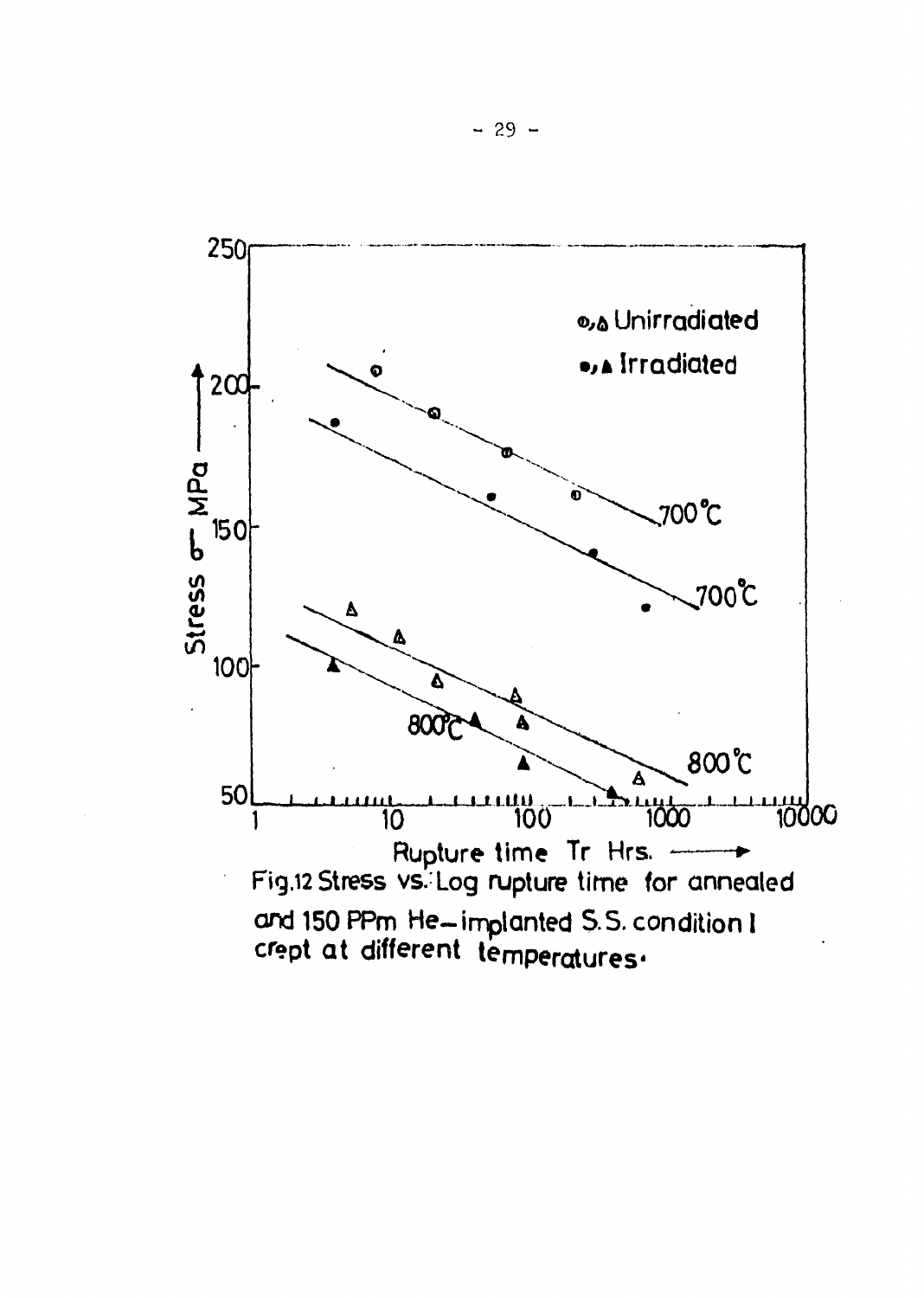Fig.12 Stress vs. Log rupture time for annealed and 150 PPm He–implanted S.S. condition I crept at different temperatures.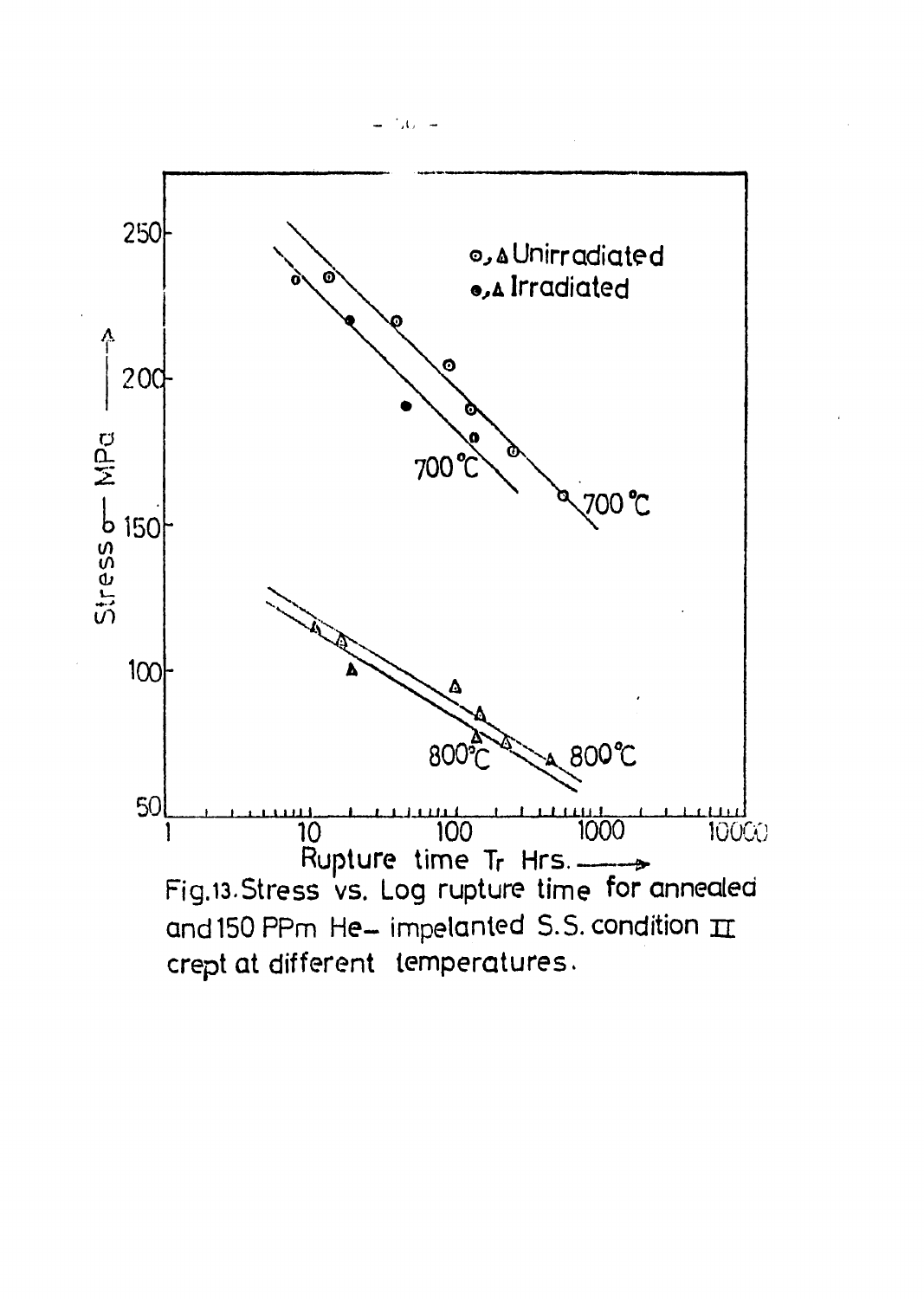Fig.13. Stress vs. Log rupture time for annealed and 150 PPm He– impelanted S.S. condition II crept at different temperatures.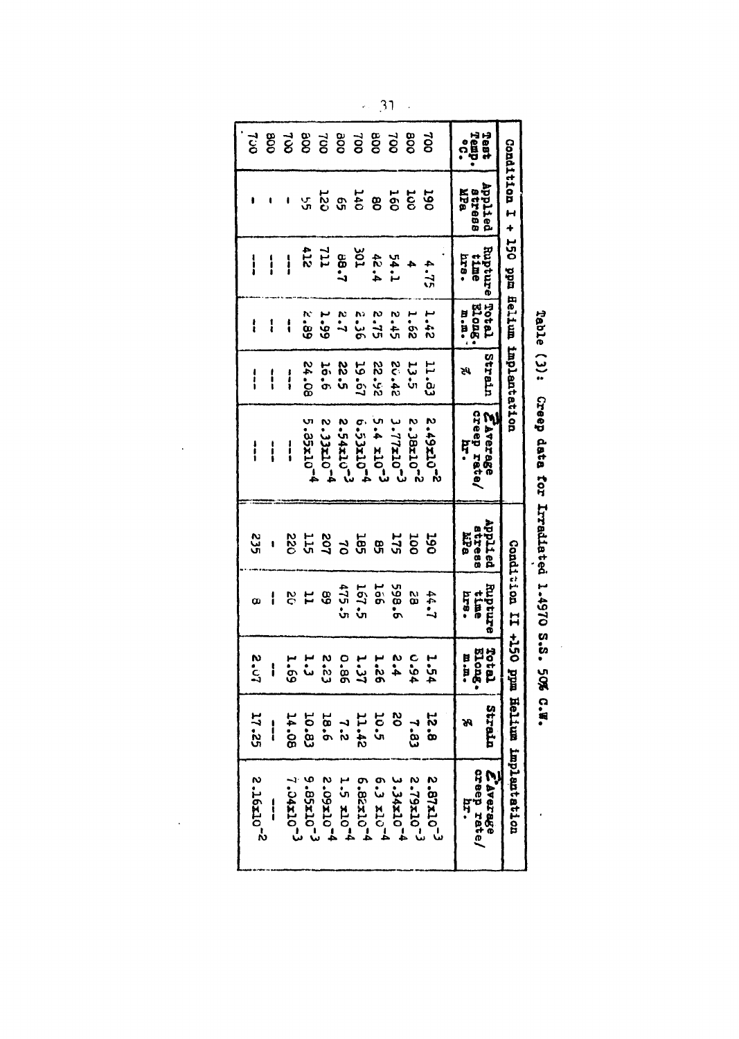Table (3): Creep data for Irradiated 1.4970 S.S. 50% C.W.

| Condition I + 150 ppm Helium implantation | | | | | | Condition II +150 ppm Helium implantation | | | | |
|---|---|---|---|---|---|---|---|---|---|---|
| Test Temp. °C. | Applied stress MPa | Rupture time hrs. | Total Elong. m.m. | Strain % | $\dot{\varepsilon}$ Average creep rate/ hr. | Applied stress MPa | Rupture time hrs. | Total Elong. m.m. | Strain % | $\dot{\varepsilon}$ Average creep rate/ hr. |
| 700 | 190 | 4.75 | 1.42 | 11.83 | $2.49\times10^{-2}$ | 190 | 44.7 | 1.54 | 12.8 | $2.87\times10^{-3}$ |
| 800 | 100 | 4 | 1.62 | 13.5 | $2.38\times10^{-2}$ | 100 | 28 | 0.94 | 7.83 | $2.79\times10^{-3}$ |
| 700 | 160 | 54.1 | 2.45 | 20.42 | $3.77\times10^{-3}$ | 175 | 598.6 | 2.4 | 20 | $3.34\times10^{-4}$ |
| 800 | 80 | 42.4 | 2.75 | 22.92 | $5.4\times10^{-3}$ | 85 | 166 | 1.26 | 10.5 | $6.3\times10^{-4}$ |
| 700 | 140 | 301 | 2.36 | 19.67 | $6.53\times10^{-4}$ | 185 | 167.5 | 1.37 | 11.42 | $6.82\times10^{-4}$ |
| 800 | 65 | 88.7 | 2.7 | 22.5 | $2.54\times10^{-3}$ | 70 | 475.5 | 0.86 | 7.2 | $1.5\times10^{-4}$ |
| 700 | 120 | 711 | 1.99 | 16.6 | $2.33\times10^{-4}$ | 207 | 89 | 2.23 | 18.6 | $2.09\times10^{-4}$ |
| 800 | 55 | 412 | 2.89 | 24.08 | $5.85\times10^{-4}$ | 115 | 11 | 1.3 | 10.83 | $9.85\times10^{-3}$ |
| 700 | - | --- | -- | --- | --- | 220 | 20 | 1.69 | 14.08 | $7.04\times10^{-3}$ |
| 800 | - | --- | -- | --- | --- | - | -- | -- | --- | --- |
| 700 | - | --- | -- | --- | --- | 235 | 8 | 2.07 | 17.25 | $2.16\times10^{-2}$ |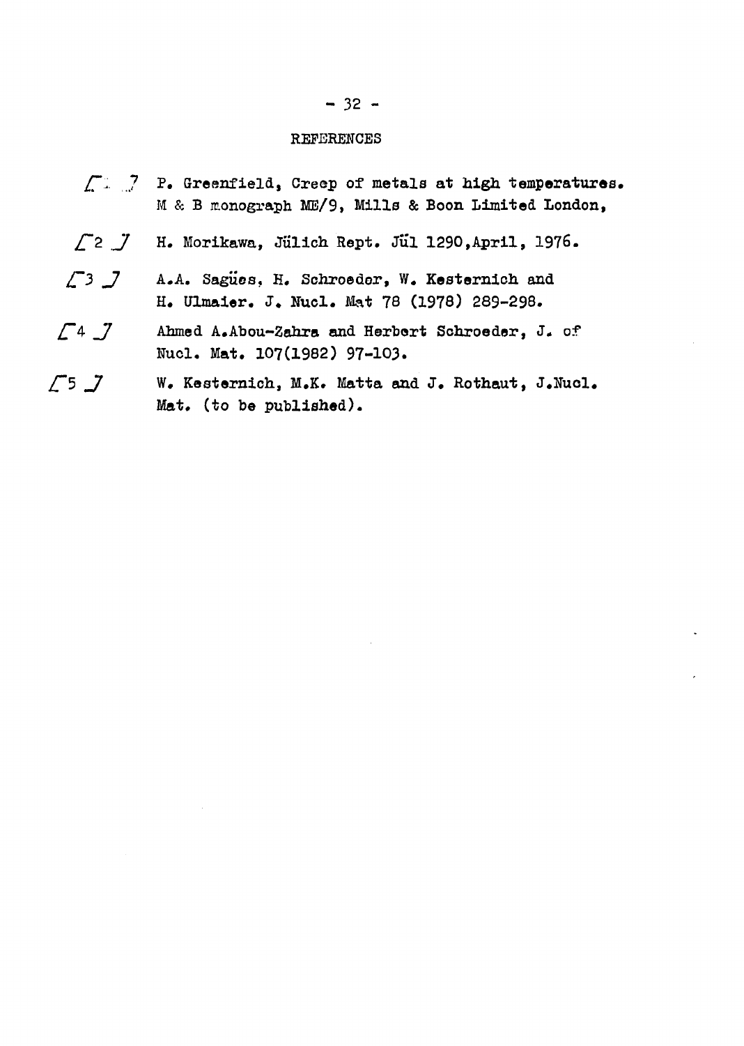# REFERENCES

[1] P. Greenfield, Creep of metals at high temperatures. M & B monograph ME/9, Mills & Boon Limited London,

[2] H. Morikawa, Jülich Rept. Jül 1290, April, 1976.

[3] A.A. Sagües, H. Schroeder, W. Kesternich and H. Ulmaier. J. Nucl. Mat 78 (1978) 289-298.

[4] Ahmed A.Abou-Zahra and Herbert Schroeder, J. of Nucl. Mat. 107(1982) 97-103.

[5] W. Kesternich, M.K. Matta and J. Rothaut, J.Nucl. Mat. (to be published).